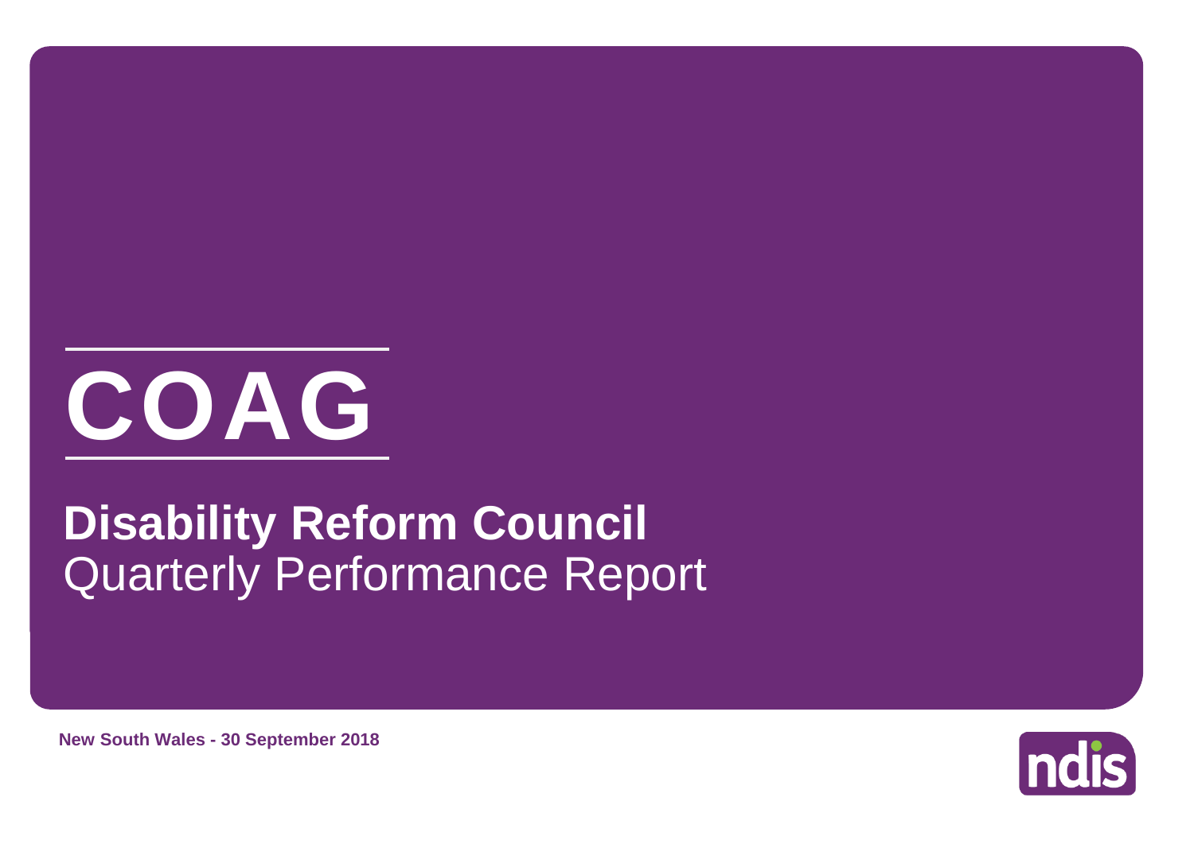# COAG

## Disability Reform Council

Quarterly Performance Report

**New South Wales - 30 September 2018**

ndis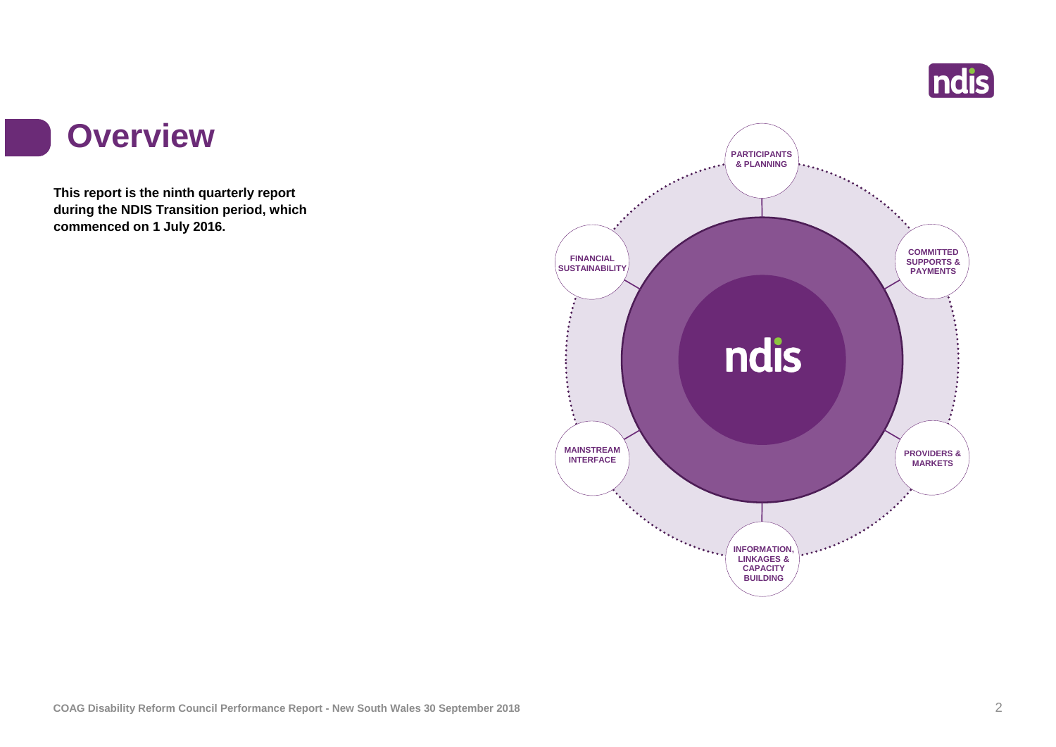# Overview

**This report is the ninth quarterly report during the NDIS Transition period, which commenced on 1 July 2016.**

PARTICIPANTS & PLANNING

COMMITTED SUPPORTS & PAYMENTS

PROVIDERS & MARKETS

INFORMATION, LINKAGES & CAPACITY BUILDING

MAINSTREAM INTERFACE

FINANCIAL SUSTAINABILITY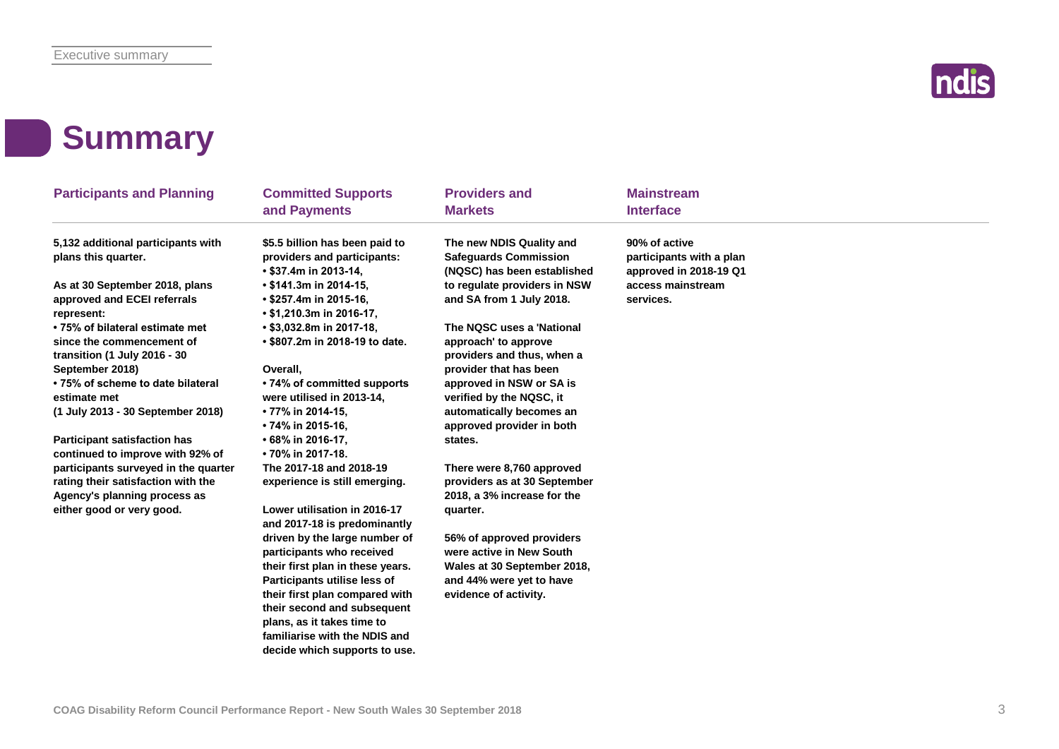# Summary

## Participants and Planning

**5,132 additional participants with plans this quarter.**

**As at 30 September 2018, plans approved and ECEI referrals represent:**
- **75% of bilateral estimate met since the commencement of transition (1 July 2016 - 30 September 2018)**
- **75% of scheme to date bilateral estimate met (1 July 2013 - 30 September 2018)**

**Participant satisfaction has continued to improve with 92% of participants surveyed in the quarter rating their satisfaction with the Agency's planning process as either good or very good.**

## Committed Supports and Payments

**$5.5 billion has been paid to providers and participants:**
- **$37.4m in 2013-14,**
- **$141.3m in 2014-15,**
- **$257.4m in 2015-16,**
- **$1,210.3m in 2016-17,**
- **$3,032.8m in 2017-18,**
- **$807.2m in 2018-19 to date.**

**Overall,**
- **74% of committed supports were utilised in 2013-14,**
- **77% in 2014-15,**
- **74% in 2015-16,**
- **68% in 2016-17,**
- **70% in 2017-18.**

**The 2017-18 and 2018-19 experience is still emerging.**

**Lower utilisation in 2016-17 and 2017-18 is predominantly driven by the large number of participants who received their first plan in these years. Participants utilise less of their first plan compared with their second and subsequent plans, as it takes time to familiarise with the NDIS and decide which supports to use.**

## Providers and Markets

**The new NDIS Quality and Safeguards Commission (NQSC) has been established to regulate providers in NSW and SA from 1 July 2018.**

**The NQSC uses a 'National approach' to approve providers and thus, when a provider that has been approved in NSW or SA is verified by the NQSC, it automatically becomes an approved provider in both states.**

**There were 8,760 approved providers as at 30 September 2018, a 3% increase for the quarter.**

**56% of approved providers were active in New South Wales at 30 September 2018, and 44% were yet to have evidence of activity.**

## Mainstream Interface

**90% of active participants with a plan approved in 2018-19 Q1 access mainstream services.**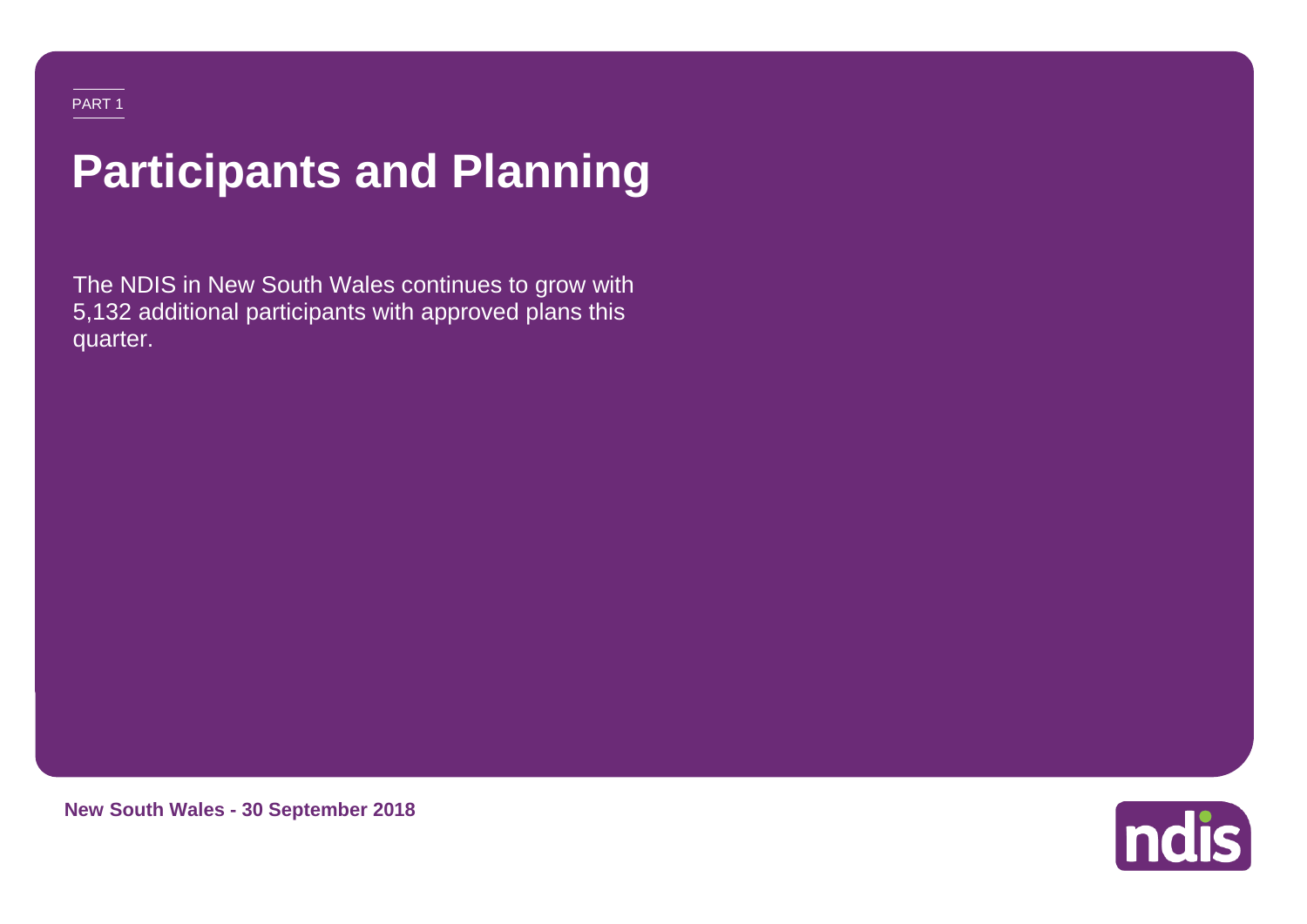PART 1

# Participants and Planning

The NDIS in New South Wales continues to grow with 5,132 additional participants with approved plans this quarter.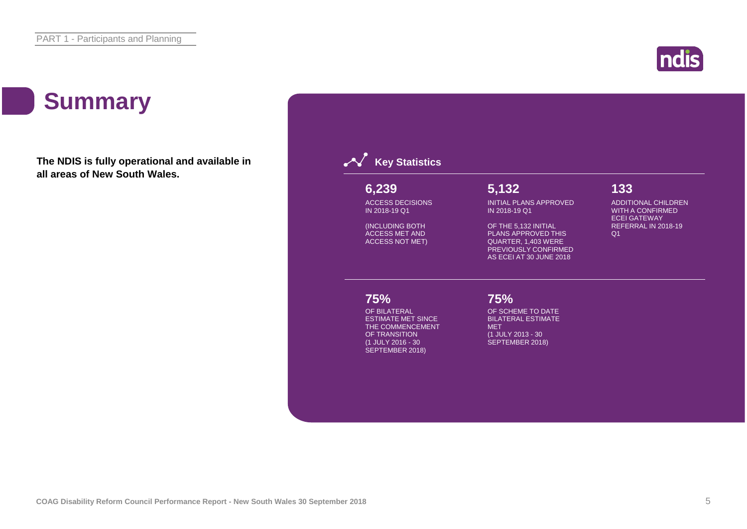# Summary

**The NDIS is fully operational and available in all areas of New South Wales.**

## Key Statistics

**6,239**

ACCESS DECISIONS IN 2018-19 Q1

(INCLUDING BOTH ACCESS MET AND ACCESS NOT MET)

**5,132**

INITIAL PLANS APPROVED IN 2018-19 Q1

OF THE 5,132 INITIAL PLANS APPROVED THIS QUARTER, 1,403 WERE PREVIOUSLY CONFIRMED AS ECEI AT 30 JUNE 2018

**133**

ADDITIONAL CHILDREN WITH A CONFIRMED ECEI GATEWAY REFERRAL IN 2018-19 Q1

**75%**

OF BILATERAL ESTIMATE MET SINCE THE COMMENCEMENT OF TRANSITION (1 JULY 2016 - 30 SEPTEMBER 2018)

**75%**

OF SCHEME TO DATE BILATERAL ESTIMATE MET (1 JULY 2013 - 30 SEPTEMBER 2018)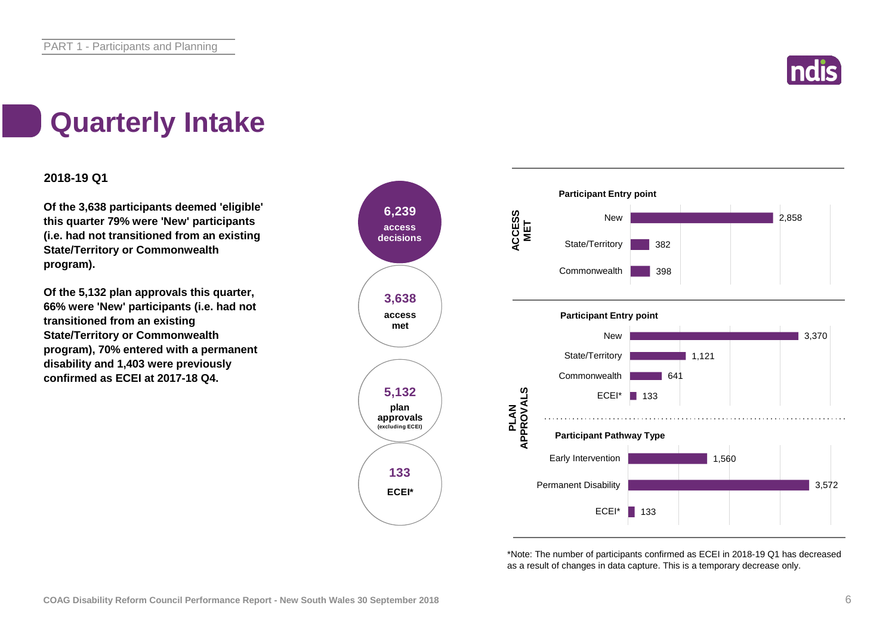# Quarterly Intake

**2018-19 Q1**

**Of the 3,638 participants deemed 'eligible' this quarter 79% were 'New' participants (i.e. had not transitioned from an existing State/Territory or Commonwealth program).**

**Of the 5,132 plan approvals this quarter, 66% were 'New' participants (i.e. had not transitioned from an existing State/Territory or Commonwealth program), 70% entered with a permanent disability and 1,403 were previously confirmed as ECEI at 2017-18 Q4.**

**6,239** access decisions

**3,638** access met

**5,132** plan approvals (excluding ECEI)

**133** ECEI*

**ACCESS MET**

**Participant Entry point**

| Entry point | Number |
|---|---|
| New | 2,858 |
| State/Territory | 382 |
| Commonwealth | 398 |

**PLAN APPROVALS**

**Participant Entry point**

| Entry point | Number |
|---|---|
| New | 3,370 |
| State/Territory | 1,121 |
| Commonwealth | 641 |
| ECEI* | 133 |

**Participant Pathway Type**

| Pathway Type | Number |
|---|---|
| Early Intervention | 1,560 |
| Permanent Disability | 3,572 |
| ECEI* | 133 |

*Note: The number of participants confirmed as ECEI in 2018-19 Q1 has decreased as a result of changes in data capture. This is a temporary decrease only.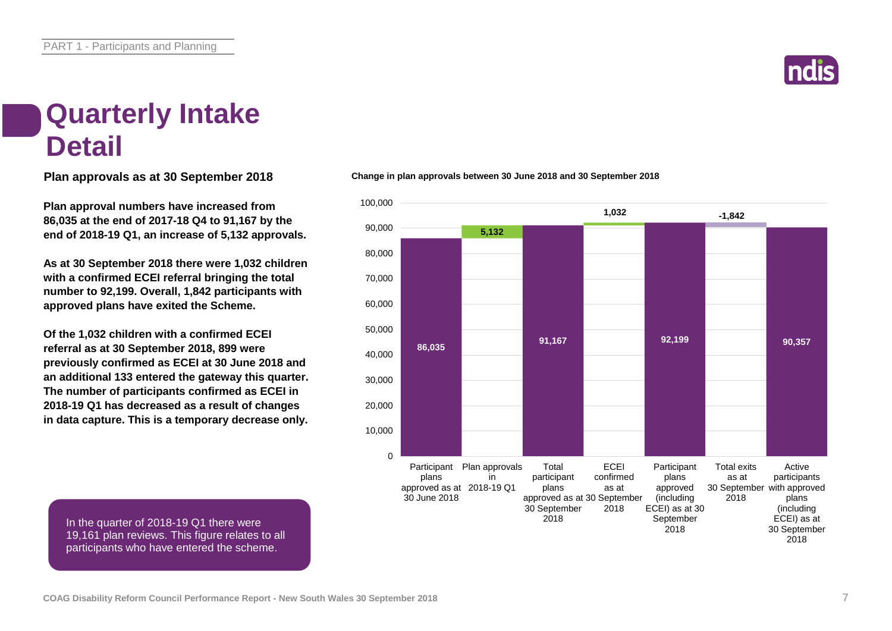# Quarterly Intake Detail

## Plan approvals as at 30 September 2018

**Plan approval numbers have increased from 86,035 at the end of 2017-18 Q4 to 91,167 by the end of 2018-19 Q1, an increase of 5,132 approvals.**

**As at 30 September 2018 there were 1,032 children with a confirmed ECEI referral bringing the total number to 92,199. Overall, 1,842 participants with approved plans have exited the Scheme.**

**Of the 1,032 children with a confirmed ECEI referral as at 30 September 2018, 899 were previously confirmed as ECEI at 30 June 2018 and an additional 133 entered the gateway this quarter. The number of participants confirmed as ECEI in 2018-19 Q1 has decreased as a result of changes in data capture. This is a temporary decrease only.**

In the quarter of 2018-19 Q1 there were 19,161 plan reviews. This figure relates to all participants who have entered the scheme.

**Change in plan approvals between 30 June 2018 and 30 September 2018**

| Category | Value |
|---|---|
| Participant plans approved as at 30 June 2018 | 86,035 |
| Plan approvals in 2018-19 Q1 | 5,132 |
| Total participant plans approved as at 30 September 2018 | 91,167 |
| ECEI confirmed as at 30 September 2018 | 1,032 |
| Participant plans approved (including ECEI) as at 30 September 2018 | 92,199 |
| Total exits as at 30 September 2018 | -1,842 |
| Active participants with approved plans (including ECEI) as at 30 September 2018 | 90,357 |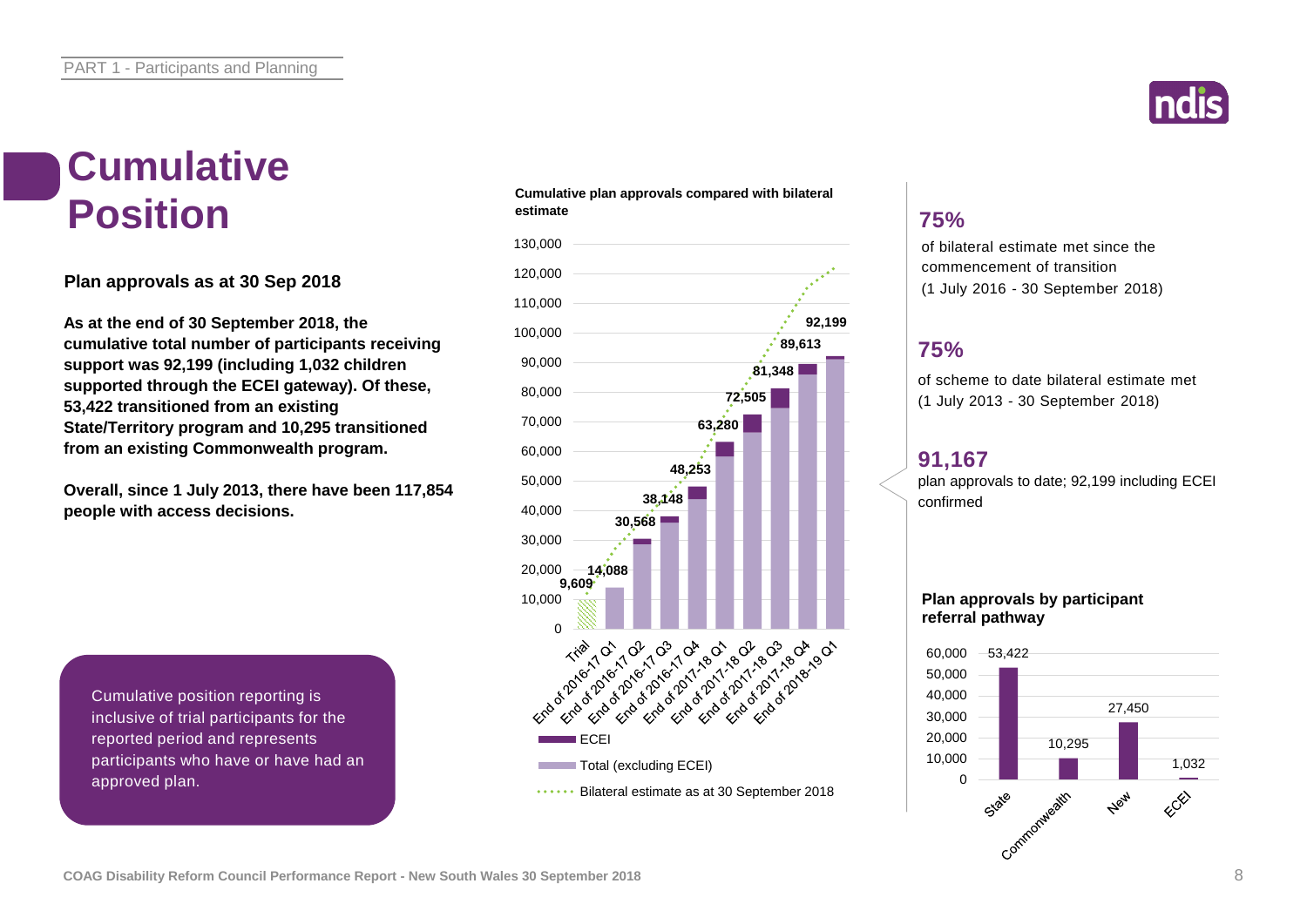# Cumulative Position

**Plan approvals as at 30 Sep 2018**

**As at the end of 30 September 2018, the cumulative total number of participants receiving support was 92,199 (including 1,032 children supported through the ECEI gateway). Of these, 53,422 transitioned from an existing State/Territory program and 10,295 transitioned from an existing Commonwealth program.**

**Overall, since 1 July 2013, there have been 117,854 people with access decisions.**

Cumulative position reporting is inclusive of trial participants for the reported period and represents participants who have or have had an approved plan.

**Cumulative plan approvals compared with bilateral estimate**

| Period | Cumulative plan approvals |
|---|---|
| Trial | 9,609 |
| End of 2016-17 Q1 | 14,088 |
| End of 2016-17 Q2 | 30,568 |
| End of 2016-17 Q3 | 38,148 |
| End of 2016-17 Q4 | 48,253 |
| End of 2017-18 Q1 | 63,280 |
| End of 2017-18 Q2 | 72,505 |
| End of 2017-18 Q3 | 81,348 |
| End of 2017-18 Q4 | 89,613 |
| End of 2018-19 Q1 | 92,199 |

Legend: ECEI; Total (excluding ECEI); Bilateral estimate as at 30 September 2018

**75%**
of bilateral estimate met since the commencement of transition
(1 July 2016 - 30 September 2018)

**75%**
of scheme to date bilateral estimate met
(1 July 2013 - 30 September 2018)

**91,167**
plan approvals to date; 92,199 including ECEI confirmed

**Plan approvals by participant referral pathway**

| Pathway | Plan approvals |
|---|---|
| State | 53,422 |
| Commonwealth | 10,295 |
| New | 27,450 |
| ECEI | 1,032 |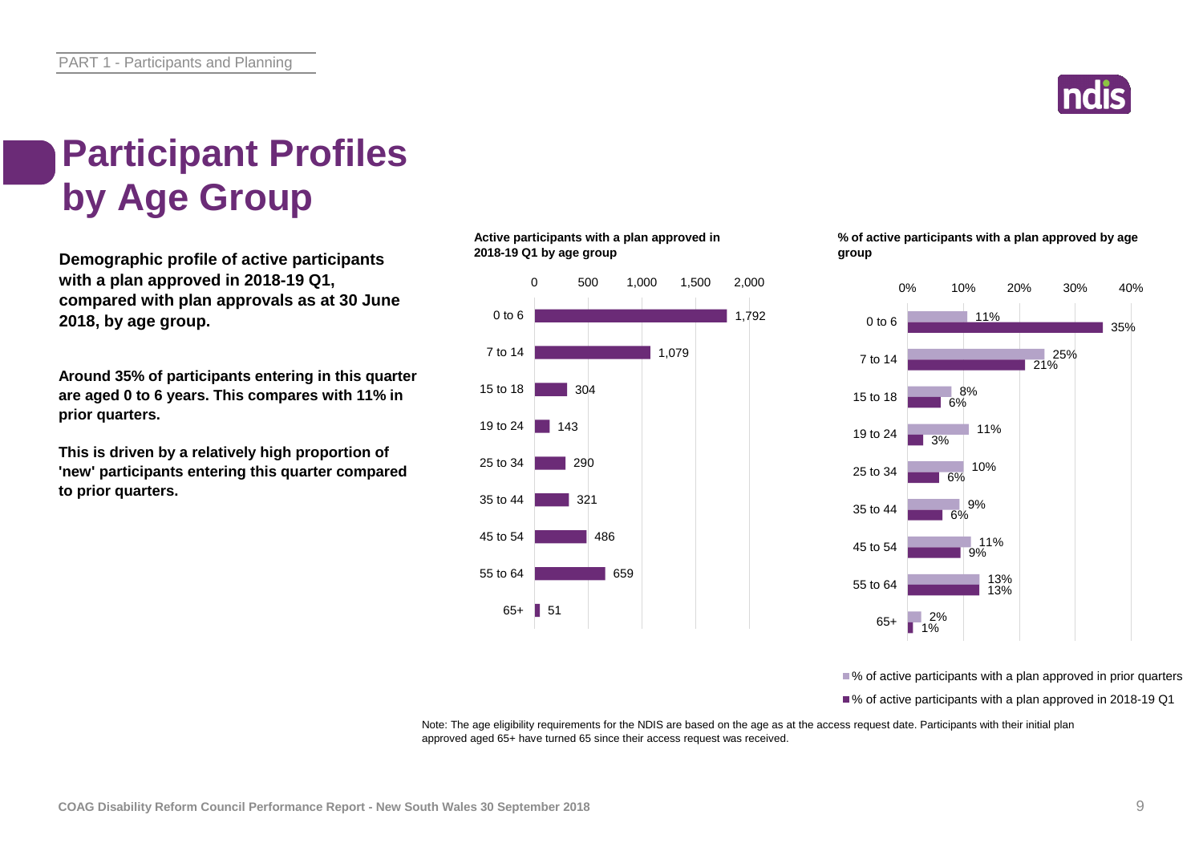# Participant Profiles by Age Group

**Demographic profile of active participants with a plan approved in 2018-19 Q1, compared with plan approvals as at 30 June 2018, by age group.**

**Around 35% of participants entering in this quarter are aged 0 to 6 years. This compares with 11% in prior quarters.**

**This is driven by a relatively high proportion of 'new' participants entering this quarter compared to prior quarters.**

**Active participants with a plan approved in 2018-19 Q1 by age group**

| Age group | Active participants |
|---|---|
| 0 to 6 | 1,792 |
| 7 to 14 | 1,079 |
| 15 to 18 | 304 |
| 19 to 24 | 143 |
| 25 to 34 | 290 |
| 35 to 44 | 321 |
| 45 to 54 | 486 |
| 55 to 64 | 659 |
| 65+ | 51 |

**% of active participants with a plan approved by age group**

| Age group | % of active participants with a plan approved in prior quarters | % of active participants with a plan approved in 2018-19 Q1 |
|---|---|---|
| 0 to 6 | 11% | 35% |
| 7 to 14 | 25% | 21% |
| 15 to 18 | 8% | 6% |
| 19 to 24 | 11% | 3% |
| 25 to 34 | 10% | 6% |
| 35 to 44 | 9% | 6% |
| 45 to 54 | 11% | 9% |
| 55 to 64 | 13% | 13% |
| 65+ | 2% | 1% |

Note: The age eligibility requirements for the NDIS are based on the age as at the access request date. Participants with their initial plan approved aged 65+ have turned 65 since their access request was received.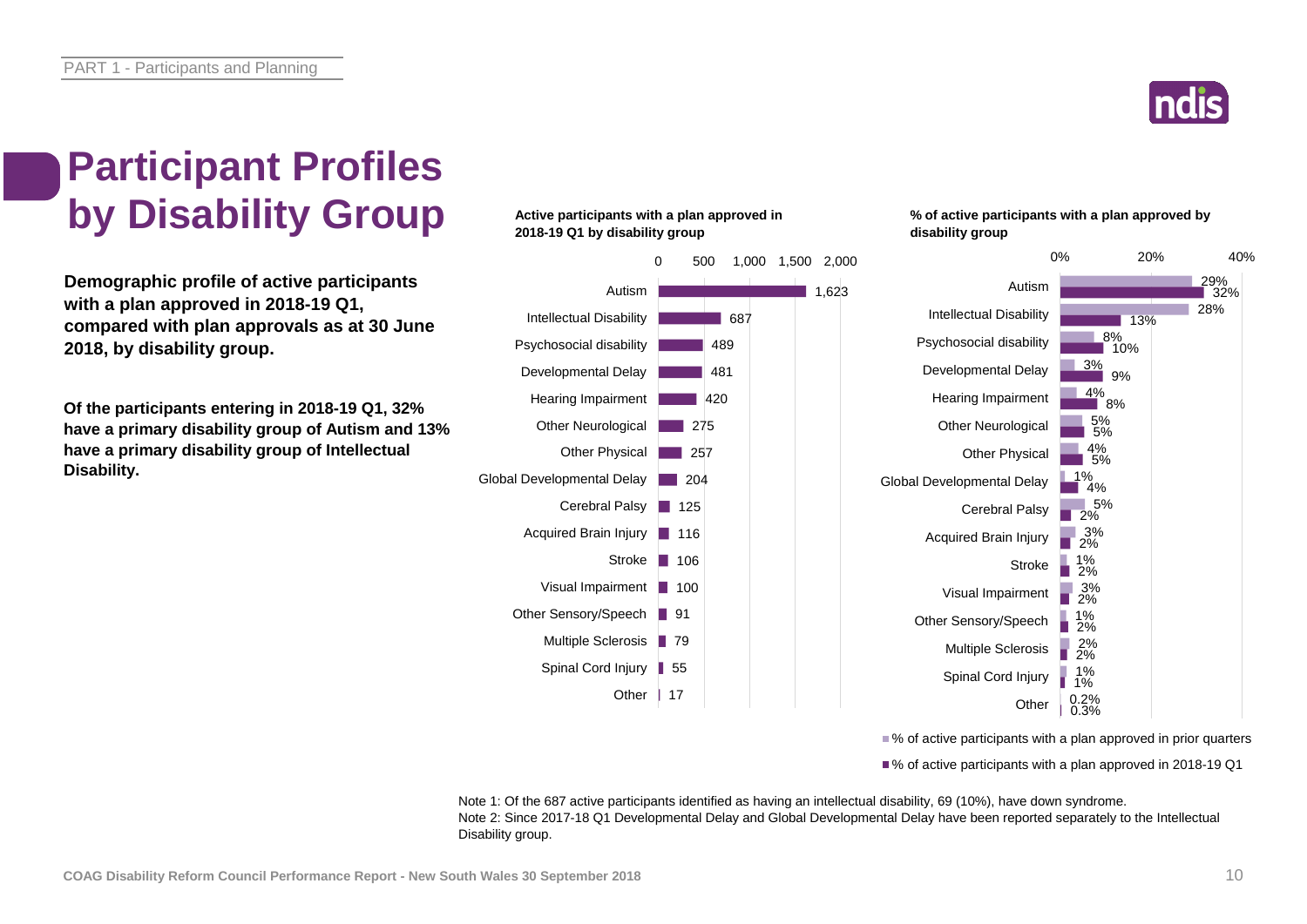# Participant Profiles by Disability Group

**Demographic profile of active participants with a plan approved in 2018-19 Q1, compared with plan approvals as at 30 June 2018, by disability group.**

**Of the participants entering in 2018-19 Q1, 32% have a primary disability group of Autism and 13% have a primary disability group of Intellectual Disability.**

**Active participants with a plan approved in 2018-19 Q1 by disability group**

| Disability group | Active participants |
|---|---|
| Autism | 1,623 |
| Intellectual Disability | 687 |
| Psychosocial disability | 489 |
| Developmental Delay | 481 |
| Hearing Impairment | 420 |
| Other Neurological | 275 |
| Other Physical | 257 |
| Global Developmental Delay | 204 |
| Cerebral Palsy | 125 |
| Acquired Brain Injury | 116 |
| Stroke | 106 |
| Visual Impairment | 100 |
| Other Sensory/Speech | 91 |
| Multiple Sclerosis | 79 |
| Spinal Cord Injury | 55 |
| Other | 17 |

**% of active participants with a plan approved by disability group**

| Disability group | % of active participants with a plan approved in prior quarters | % of active participants with a plan approved in 2018-19 Q1 |
|---|---|---|
| Autism | 29% | 32% |
| Intellectual Disability | 28% | 13% |
| Psychosocial disability | 8% | 10% |
| Developmental Delay | 3% | 9% |
| Hearing Impairment | 4% | 8% |
| Other Neurological | 5% | 5% |
| Other Physical | 4% | 5% |
| Global Developmental Delay | 1% | 4% |
| Cerebral Palsy | 5% | 2% |
| Acquired Brain Injury | 3% | 2% |
| Stroke | 1% | 2% |
| Visual Impairment | 3% | 2% |
| Other Sensory/Speech | 1% | 2% |
| Multiple Sclerosis | 2% | 2% |
| Spinal Cord Injury | 1% | 1% |
| Other | 0.2% | 0.3% |

Note 1: Of the 687 active participants identified as having an intellectual disability, 69 (10%), have down syndrome.
Note 2: Since 2017-18 Q1 Developmental Delay and Global Developmental Delay have been reported separately to the Intellectual Disability group.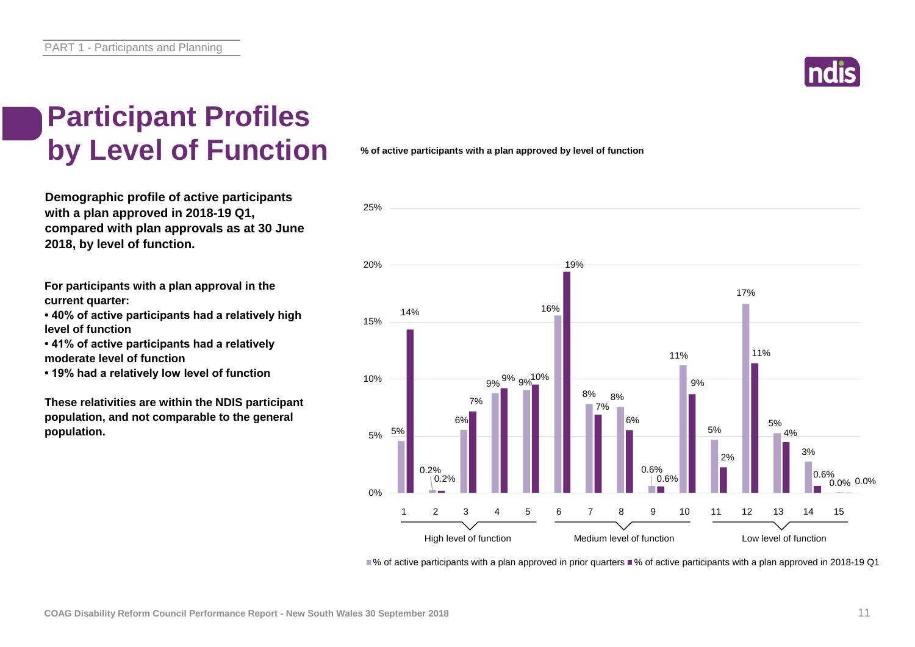# Participant Profiles by Level of Function

**Demographic profile of active participants with a plan approved in 2018-19 Q1, compared with plan approvals as at 30 June 2018, by level of function.**

**For participants with a plan approval in the current quarter:**

- **40% of active participants had a relatively high level of function**
- **41% of active participants had a relatively moderate level of function**
- **19% had a relatively low level of function**

**These relativities are within the NDIS participant population, and not comparable to the general population.**

**% of active participants with a plan approved by level of function**

| Level of function | Group | % of active participants with a plan approved in prior quarters | % of active participants with a plan approved in 2018-19 Q1 |
|---|---|---|---|
| 1 | High level of function | 5% | 14% |
| 2 | High level of function | 0.2% | 0.2% |
| 3 | High level of function | 6% | 7% |
| 4 | High level of function | 9% | 9% |
| 5 | High level of function | 9% | 10% |
| 6 | Medium level of function | 16% | 19% |
| 7 | Medium level of function | 8% | 7% |
| 8 | Medium level of function | 8% | 6% |
| 9 | Medium level of function | 0.6% | 0.6% |
| 10 | Medium level of function | 11% | 9% |
| 11 | Low level of function | 5% | 2% |
| 12 | Low level of function | 17% | 11% |
| 13 | Low level of function | 5% | 4% |
| 14 | Low level of function | 3% | 0.6% |
| 15 | Low level of function | 0.0% | 0.0% |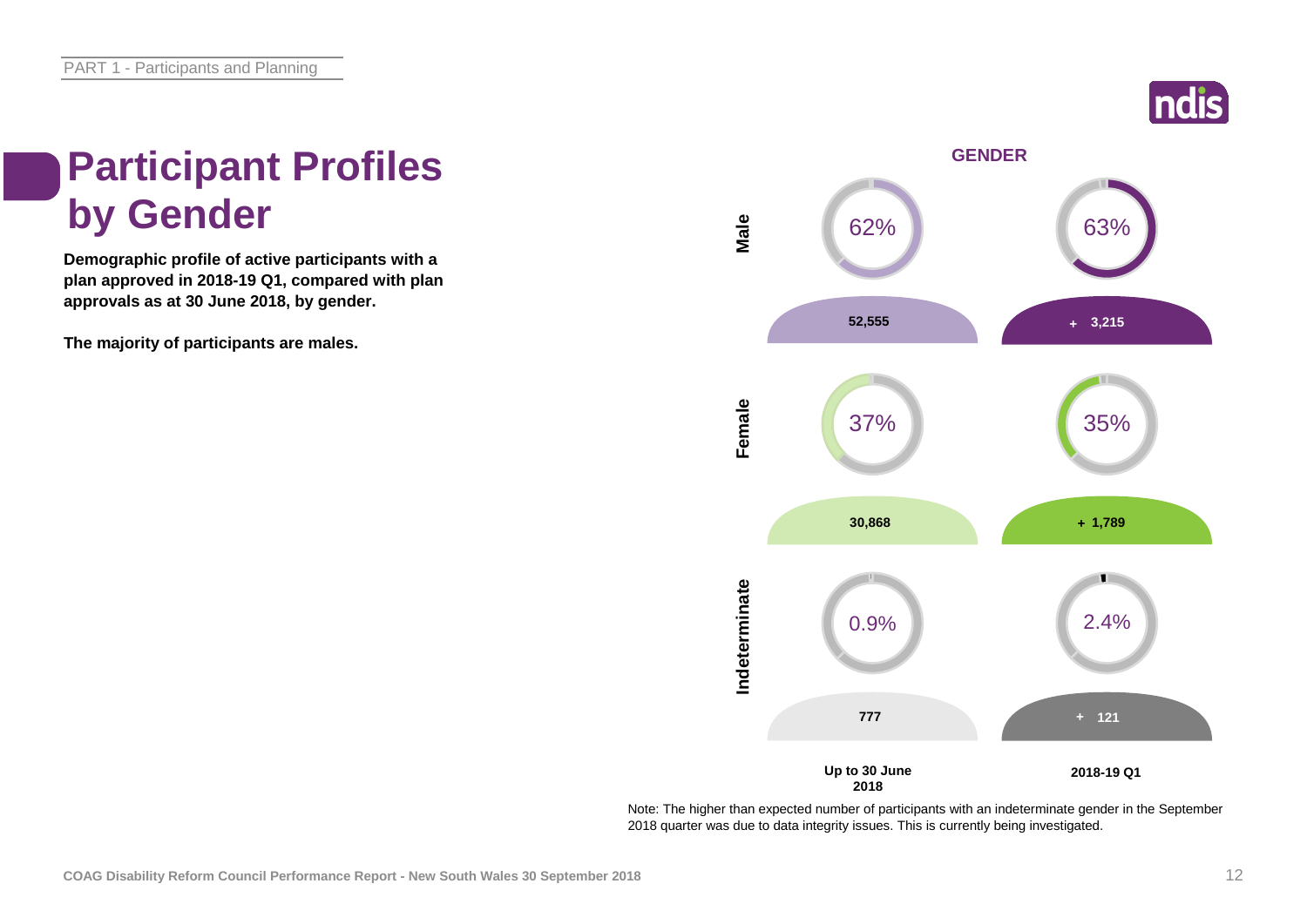# Participant Profiles by Gender

**Demographic profile of active participants with a plan approved in 2018-19 Q1, compared with plan approvals as at 30 June 2018, by gender.**

**The majority of participants are males.**

## GENDER

| | Up to 30 June 2018 | | 2018-19 Q1 | |
|---|---|---|---|---|
| **Male** | 62% | 52,555 | 63% | + 3,215 |
| **Female** | 37% | 30,868 | 35% | + 1,789 |
| **Indeterminate** | 0.9% | 777 | 2.4% | + 121 |

Note: The higher than expected number of participants with an indeterminate gender in the September 2018 quarter was due to data integrity issues. This is currently being investigated.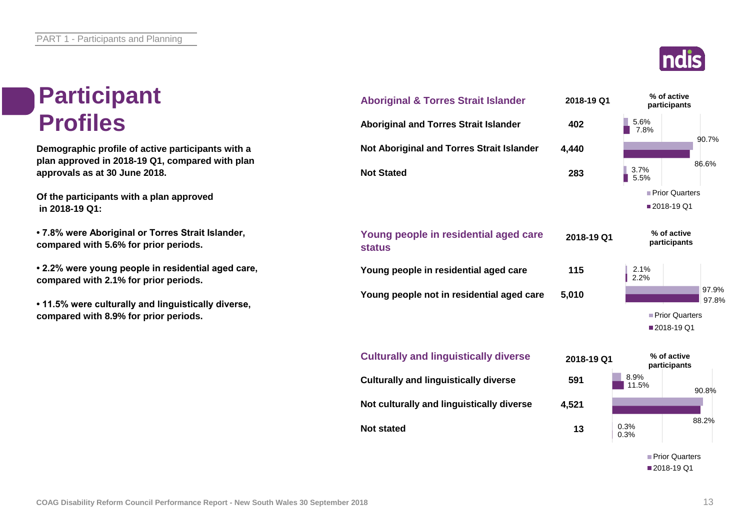# Participant Profiles

**Demographic profile of active participants with a plan approved in 2018-19 Q1, compared with plan approvals as at 30 June 2018.**

**Of the participants with a plan approved in 2018-19 Q1:**

- **7.8% were Aboriginal or Torres Strait Islander, compared with 5.6% for prior periods.**
- **2.2% were young people in residential aged care, compared with 2.1% for prior periods.**
- **11.5% were culturally and linguistically diverse, compared with 8.9% for prior periods.**

| Aboriginal & Torres Strait Islander | 2018-19 Q1 | % of active participants – Prior Quarters | % of active participants – 2018-19 Q1 |
|---|---|---|---|
| Aboriginal and Torres Strait Islander | 402 | 5.6% | 7.8% |
| Not Aboriginal and Torres Strait Islander | 4,440 | 90.7% | 86.6% |
| Not Stated | 283 | 3.7% | 5.5% |

| Young people in residential aged care status | 2018-19 Q1 | % of active participants – Prior Quarters | % of active participants – 2018-19 Q1 |
|---|---|---|---|
| Young people in residential aged care | 115 | 2.1% | 2.2% |
| Young people not in residential aged care | 5,010 | 97.9% | 97.8% |

| Culturally and linguistically diverse | 2018-19 Q1 | % of active participants – Prior Quarters | % of active participants – 2018-19 Q1 |
|---|---|---|---|
| Culturally and linguistically diverse | 591 | 8.9% | 11.5% |
| Not culturally and linguistically diverse | 4,521 | 90.8% | 88.2% |
| Not stated | 13 | 0.3% | 0.3% |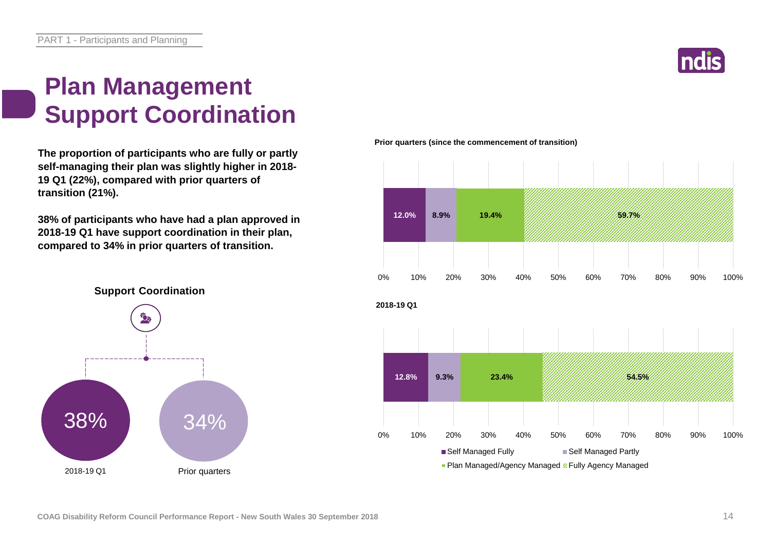# Plan Management
# Support Coordination

**The proportion of participants who are fully or partly self-managing their plan was slightly higher in 2018-19 Q1 (22%), compared with prior quarters of transition (21%).**

**38% of participants who have had a plan approved in 2018-19 Q1 have support coordination in their plan, compared to 34% in prior quarters of transition.**

**Support Coordination**

| 2018-19 Q1 | Prior quarters |
|---|---|
| 38% | 34% |

**Prior quarters (since the commencement of transition)**

| Self Managed Fully | Self Managed Partly | Plan Managed/Agency Managed | Fully Agency Managed |
|---|---|---|---|
| 12.0% | 8.9% | 19.4% | 59.7% |

**2018-19 Q1**

| Self Managed Fully | Self Managed Partly | Plan Managed/Agency Managed | Fully Agency Managed |
|---|---|---|---|
| 12.8% | 9.3% | 23.4% | 54.5% |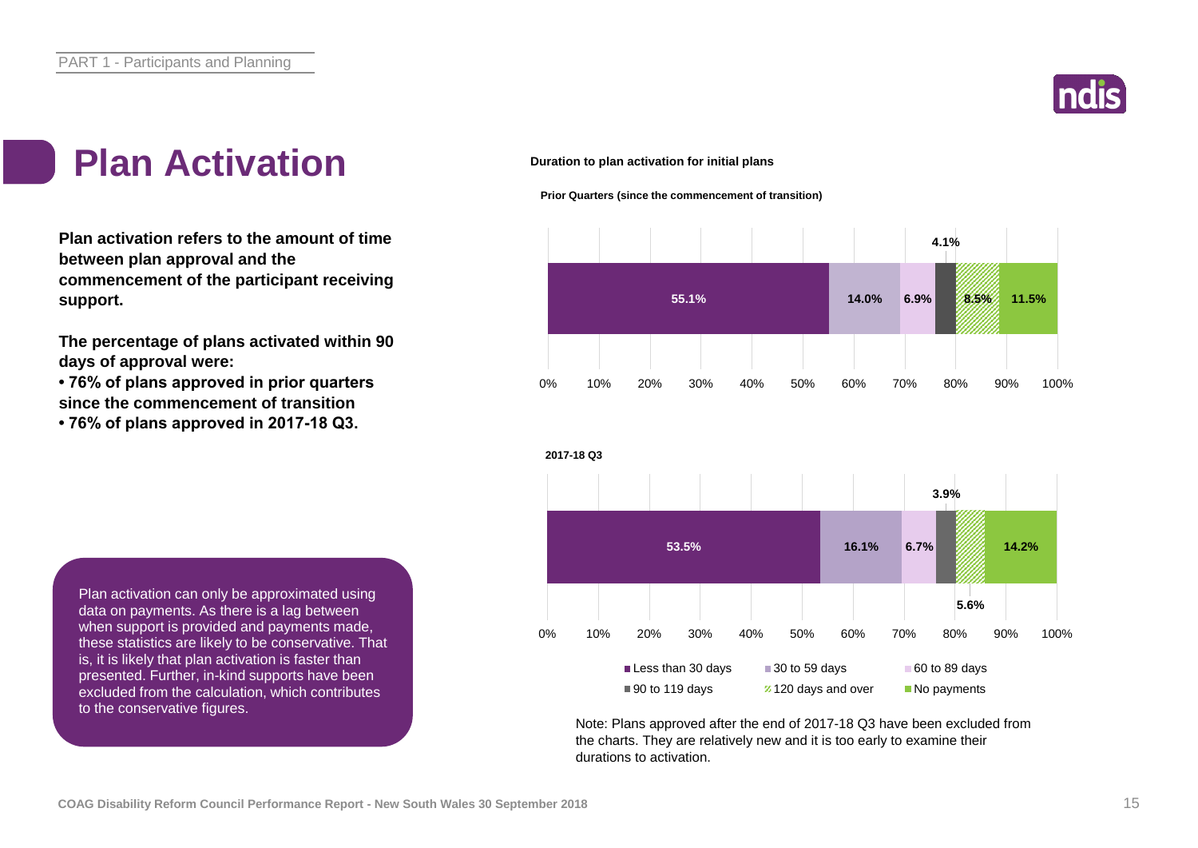# Plan Activation

**Plan activation refers to the amount of time between plan approval and the commencement of the participant receiving support.**

**The percentage of plans activated within 90 days of approval were:**

- **76% of plans approved in prior quarters since the commencement of transition**
- **76% of plans approved in 2017-18 Q3.**

Plan activation can only be approximated using data on payments. As there is a lag between when support is provided and payments made, these statistics are likely to be conservative. That is, it is likely that plan activation is faster than presented. Further, in-kind supports have been excluded from the calculation, which contributes to the conservative figures.

**Duration to plan activation for initial plans**

| | Less than 30 days | 30 to 59 days | 60 to 89 days | 90 to 119 days | 120 days and over | No payments |
|---|---|---|---|---|---|---|
| Prior Quarters (since the commencement of transition) | 55.1% | 14.0% | 6.9% | 4.1% | 8.5% | 11.5% |
| 2017-18 Q3 | 53.5% | 16.1% | 6.7% | 3.9% | 5.6% | 14.2% |

Note: Plans approved after the end of 2017-18 Q3 have been excluded from the charts. They are relatively new and it is too early to examine their durations to activation.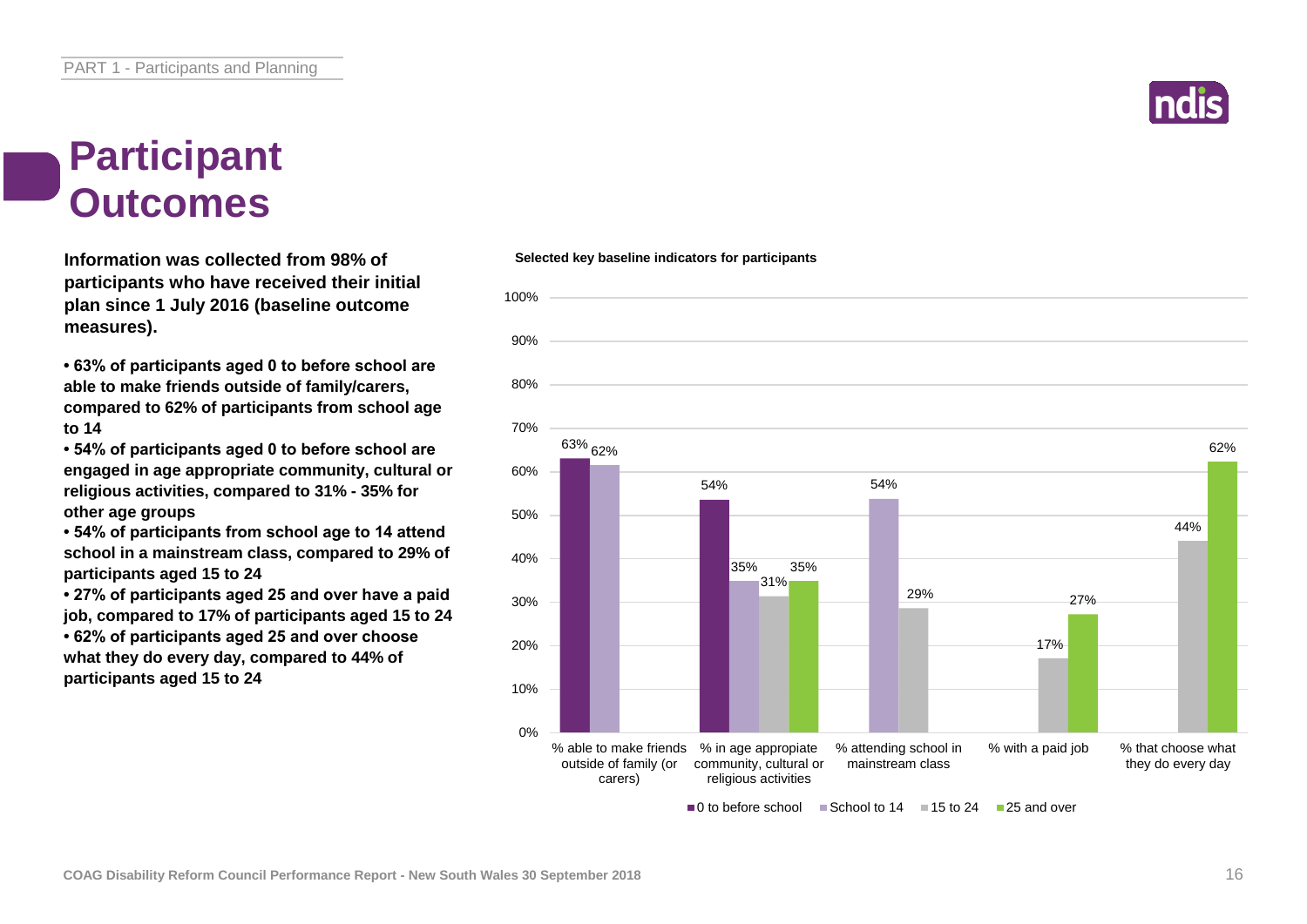# Participant Outcomes

**Information was collected from 98% of participants who have received their initial plan since 1 July 2016 (baseline outcome measures).**

- **63% of participants aged 0 to before school are able to make friends outside of family/carers, compared to 62% of participants from school age to 14**
- **54% of participants aged 0 to before school are engaged in age appropriate community, cultural or religious activities, compared to 31% - 35% for other age groups**
- **54% of participants from school age to 14 attend school in a mainstream class, compared to 29% of participants aged 15 to 24**
- **27% of participants aged 25 and over have a paid job, compared to 17% of participants aged 15 to 24**
- **62% of participants aged 25 and over choose what they do every day, compared to 44% of participants aged 15 to 24**

**Selected key baseline indicators for participants**

| Indicator | 0 to before school | School to 14 | 15 to 24 | 25 and over |
| --- | --- | --- | --- | --- |
| % able to make friends outside of family (or carers) | 63% | 62% | | |
| % in age appropriate community, cultural or religious activities | 54% | 35% | 31% | 35% |
| % attending school in mainstream class | | 54% | 29% | |
| % with a paid job | | | 17% | 27% |
| % that choose what they do every day | | | 44% | 62% |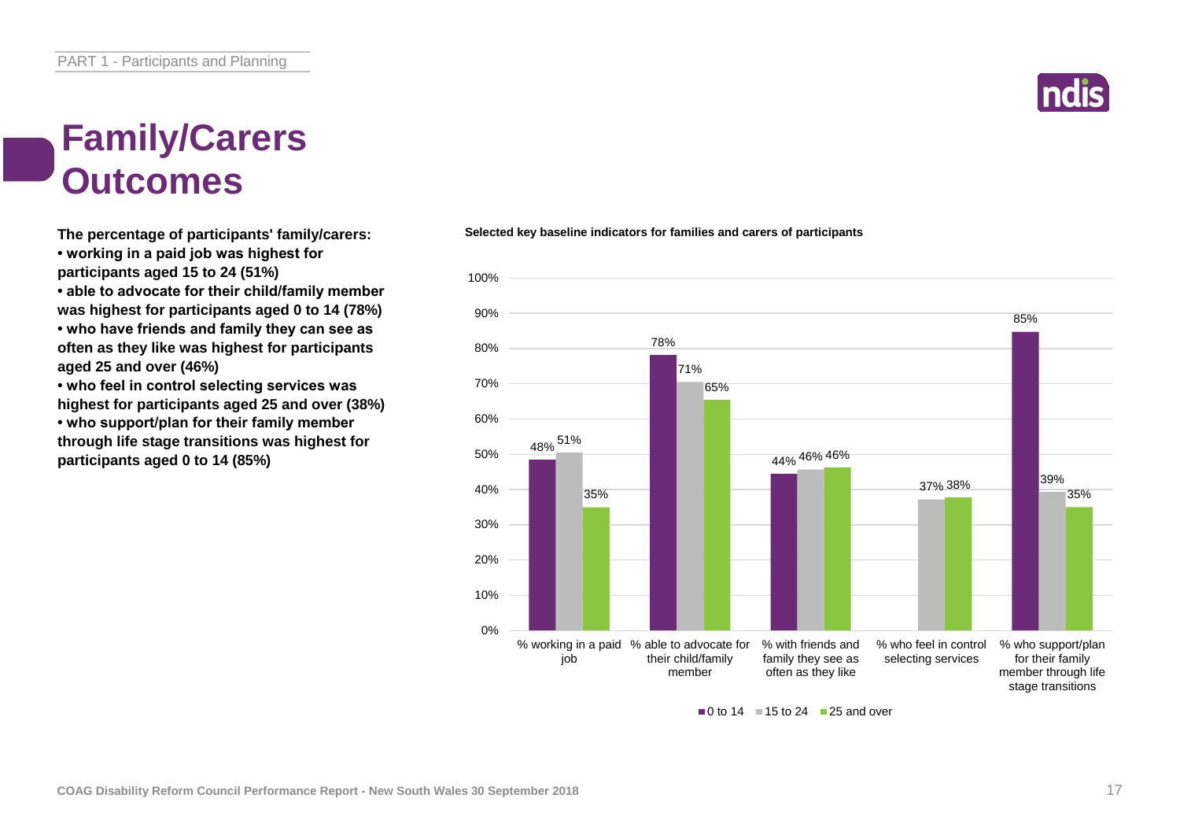# Family/Carers Outcomes

**The percentage of participants' family/carers:**

- **working in a paid job was highest for participants aged 15 to 24 (51%)**
- **able to advocate for their child/family member was highest for participants aged 0 to 14 (78%)**
- **who have friends and family they can see as often as they like was highest for participants aged 25 and over (46%)**
- **who feel in control selecting services was highest for participants aged 25 and over (38%)**
- **who support/plan for their family member through life stage transitions was highest for participants aged 0 to 14 (85%)**

**Selected key baseline indicators for families and carers of participants**

| Indicator | 0 to 14 | 15 to 24 | 25 and over |
|---|---|---|---|
| % working in a paid job | 48% | 51% | 35% |
| % able to advocate for their child/family member | 78% | 71% | 65% |
| % with friends and family they see as often as they like | 44% | 46% | 46% |
| % who feel in control selecting services | | 37% | 38% |
| % who support/plan for their family member through life stage transitions | 85% | 39% | 35% |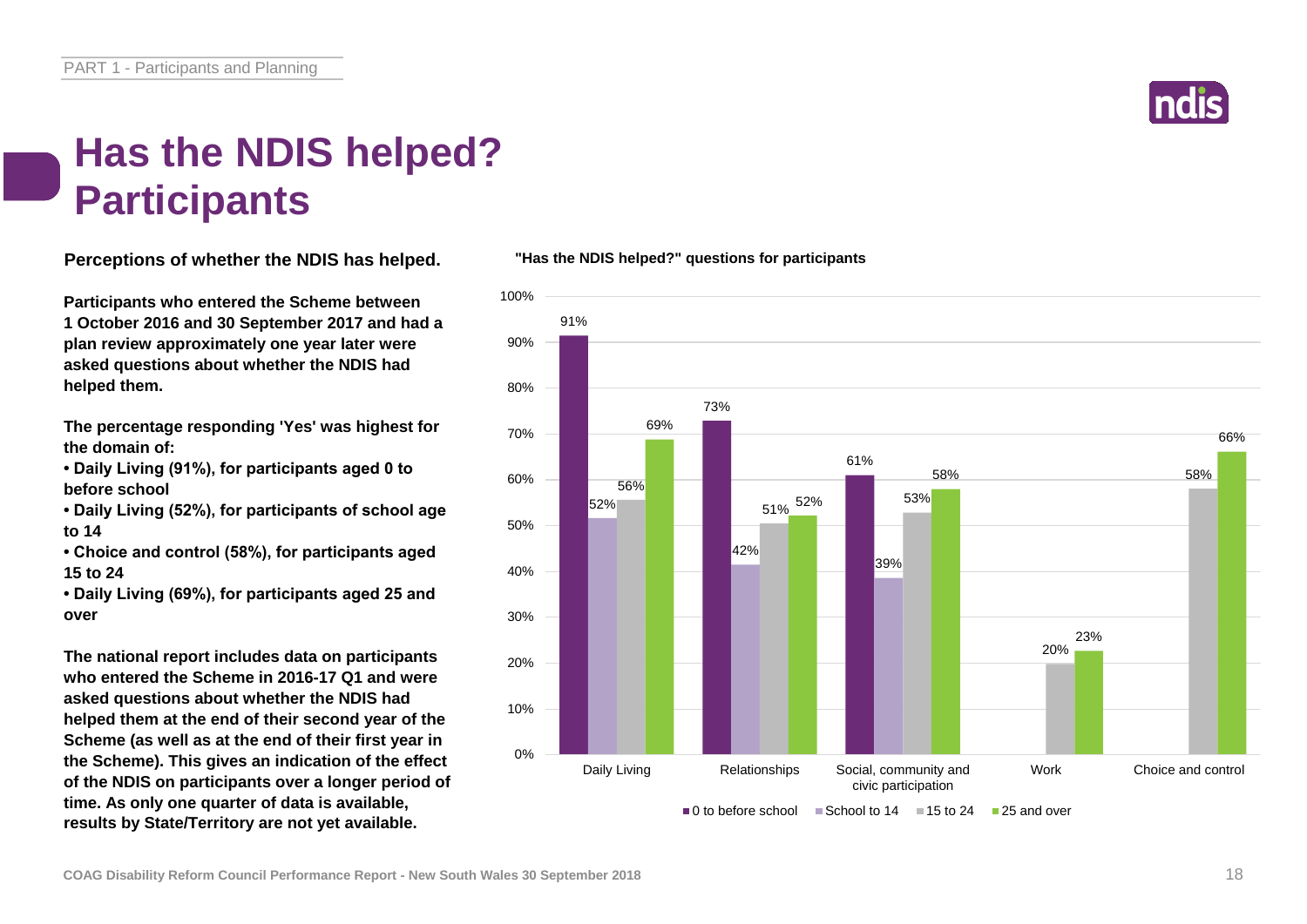# Has the NDIS helped? Participants

**Perceptions of whether the NDIS has helped.**

**Participants who entered the Scheme between 1 October 2016 and 30 September 2017 and had a plan review approximately one year later were asked questions about whether the NDIS had helped them.**

**The percentage responding 'Yes' was highest for the domain of:**

- **Daily Living (91%), for participants aged 0 to before school**
- **Daily Living (52%), for participants of school age to 14**
- **Choice and control (58%), for participants aged 15 to 24**
- **Daily Living (69%), for participants aged 25 and over**

**The national report includes data on participants who entered the Scheme in 2016-17 Q1 and were asked questions about whether the NDIS had helped them at the end of their second year of the Scheme (as well as at the end of their first year in the Scheme). This gives an indication of the effect of the NDIS on participants over a longer period of time. As only one quarter of data is available, results by State/Territory are not yet available.**

**"Has the NDIS helped?" questions for participants**

| Domain | 0 to before school | School to 14 | 15 to 24 | 25 and over |
|---|---|---|---|---|
| Daily Living | 91% | 52% | 56% | 69% |
| Relationships | 73% | 42% | 51% | 52% |
| Social, community and civic participation | 61% | 39% | 53% | 58% |
| Work | | | 20% | 23% |
| Choice and control | | | 58% | 66% |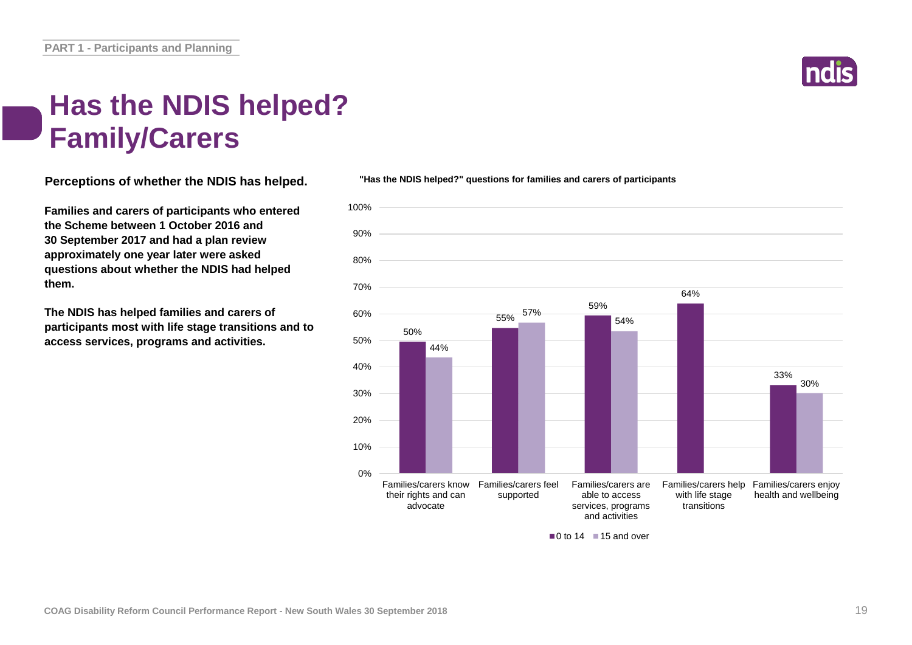# Has the NDIS helped? Family/Carers

**Perceptions of whether the NDIS has helped.**

**Families and carers of participants who entered the Scheme between 1 October 2016 and 30 September 2017 and had a plan review approximately one year later were asked questions about whether the NDIS had helped them.**

**The NDIS has helped families and carers of participants most with life stage transitions and to access services, programs and activities.**

**"Has the NDIS helped?" questions for families and carers of participants**

| | 0 to 14 | 15 and over |
|---|---|---|
| Families/carers know their rights and can advocate | 50% | 44% |
| Families/carers feel supported | 55% | 57% |
| Families/carers are able to access services, programs and activities | 59% | 54% |
| Families/carers help with life stage transitions | 64% | |
| Families/carers enjoy health and wellbeing | 33% | 30% |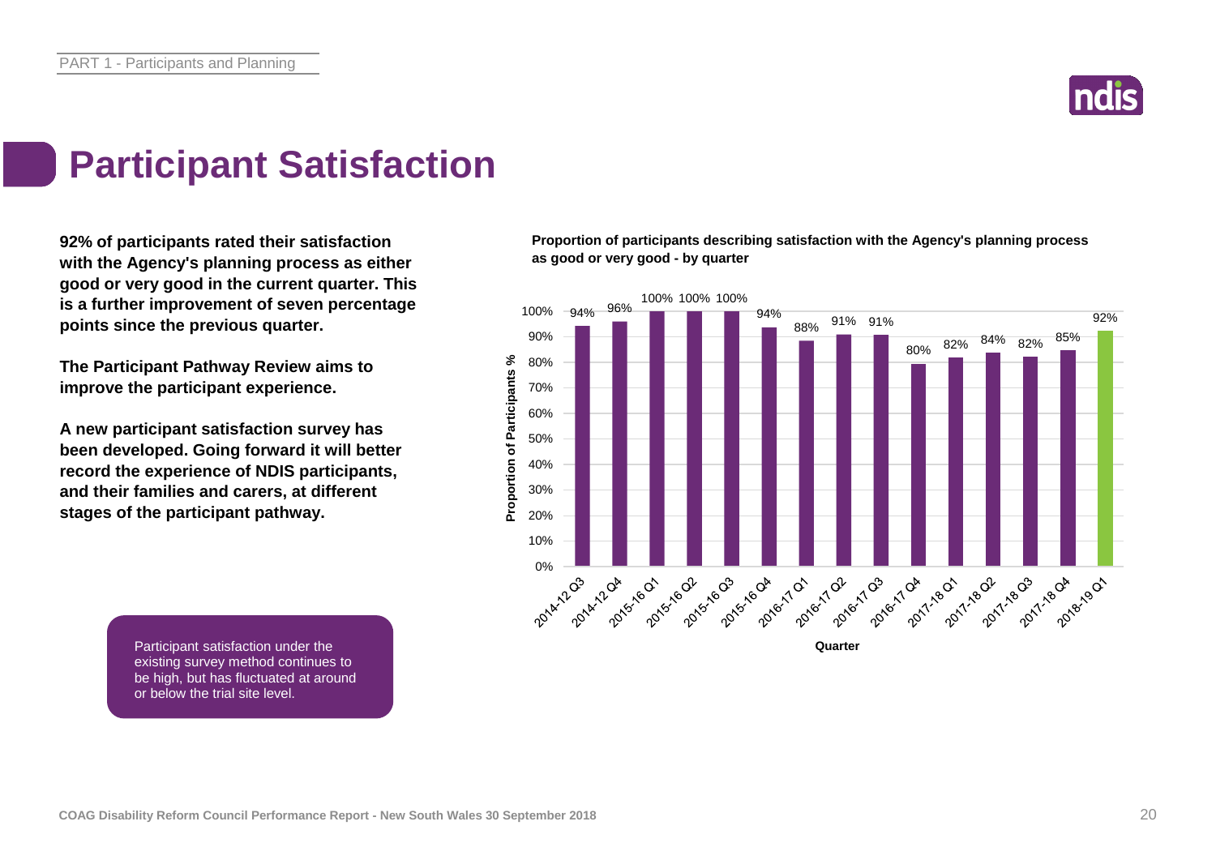# Participant Satisfaction

**92% of participants rated their satisfaction with the Agency's planning process as either good or very good in the current quarter. This is a further improvement of seven percentage points since the previous quarter.**

**The Participant Pathway Review aims to improve the participant experience.**

**A new participant satisfaction survey has been developed. Going forward it will better record the experience of NDIS participants, and their families and carers, at different stages of the participant pathway.**

Participant satisfaction under the existing survey method continues to be high, but has fluctuated at around or below the trial site level.

**Proportion of participants describing satisfaction with the Agency's planning process as good or very good - by quarter**

| Quarter | Proportion of Participants % |
|---|---|
| 2014-12 Q3 | 94% |
| 2014-12 Q4 | 96% |
| 2015-16 Q1 | 100% |
| 2015-16 Q2 | 100% |
| 2015-16 Q3 | 100% |
| 2015-16 Q4 | 94% |
| 2016-17 Q1 | 88% |
| 2016-17 Q2 | 91% |
| 2016-17 Q3 | 91% |
| 2016-17 Q4 | 80% |
| 2017-18 Q1 | 82% |
| 2017-18 Q2 | 84% |
| 2017-18 Q3 | 82% |
| 2017-18 Q4 | 85% |
| 2018-19 Q1 | 92% |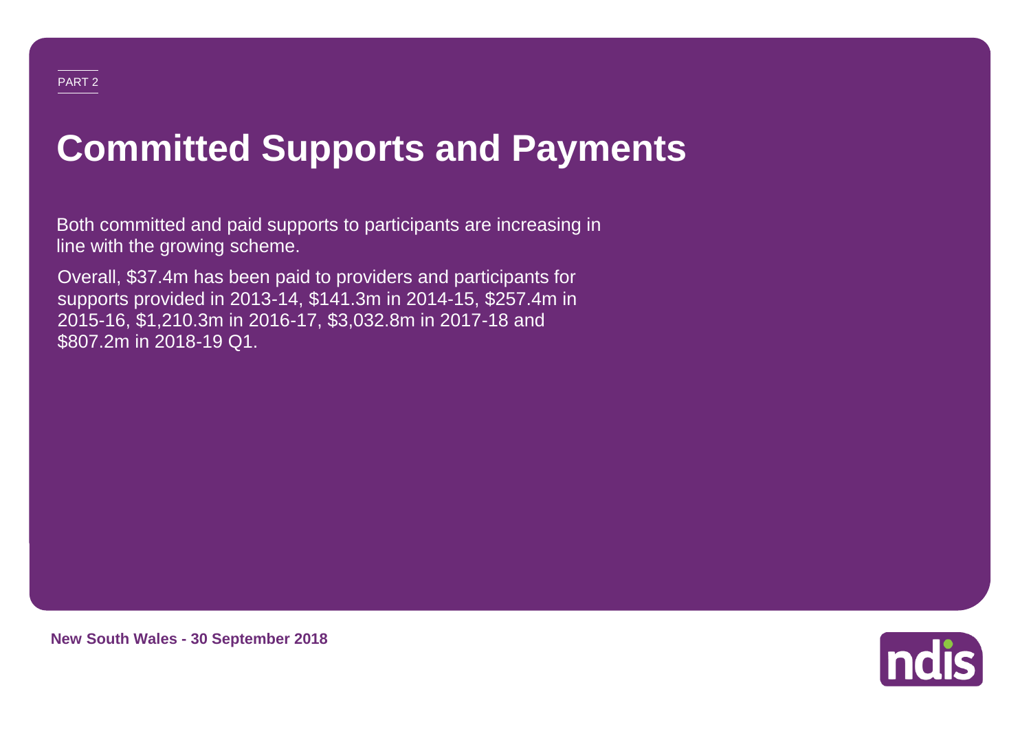PART 2

# Committed Supports and Payments

Both committed and paid supports to participants are increasing in line with the growing scheme.

Overall, $37.4m has been paid to providers and participants for supports provided in 2013-14, $141.3m in 2014-15, $257.4m in 2015-16, $1,210.3m in 2016-17, $3,032.8m in 2017-18 and $807.2m in 2018-19 Q1.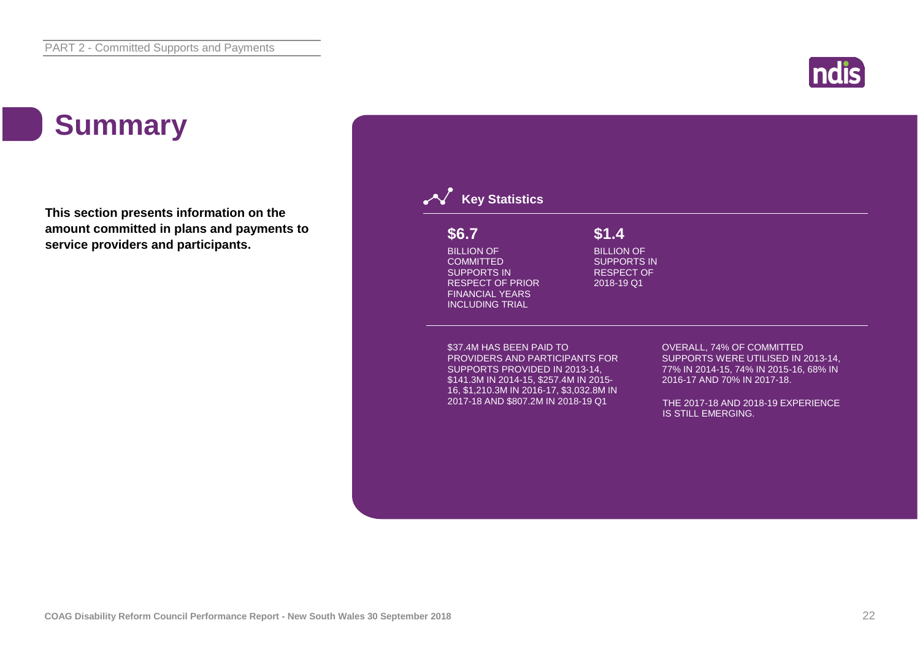# Summary

**This section presents information on the amount committed in plans and payments to service providers and participants.**

## Key Statistics

**$6.7**

BILLION OF COMMITTED SUPPORTS IN RESPECT OF PRIOR FINANCIAL YEARS INCLUDING TRIAL

**$1.4**

BILLION OF SUPPORTS IN RESPECT OF 2018-19 Q1

$37.4M HAS BEEN PAID TO PROVIDERS AND PARTICIPANTS FOR SUPPORTS PROVIDED IN 2013-14, $141.3M IN 2014-15, $257.4M IN 2015-16, $1,210.3M IN 2016-17, $3,032.8M IN 2017-18 AND $807.2M IN 2018-19 Q1

OVERALL, 74% OF COMMITTED SUPPORTS WERE UTILISED IN 2013-14, 77% IN 2014-15, 74% IN 2015-16, 68% IN 2016-17 AND 70% IN 2017-18.

THE 2017-18 AND 2018-19 EXPERIENCE IS STILL EMERGING.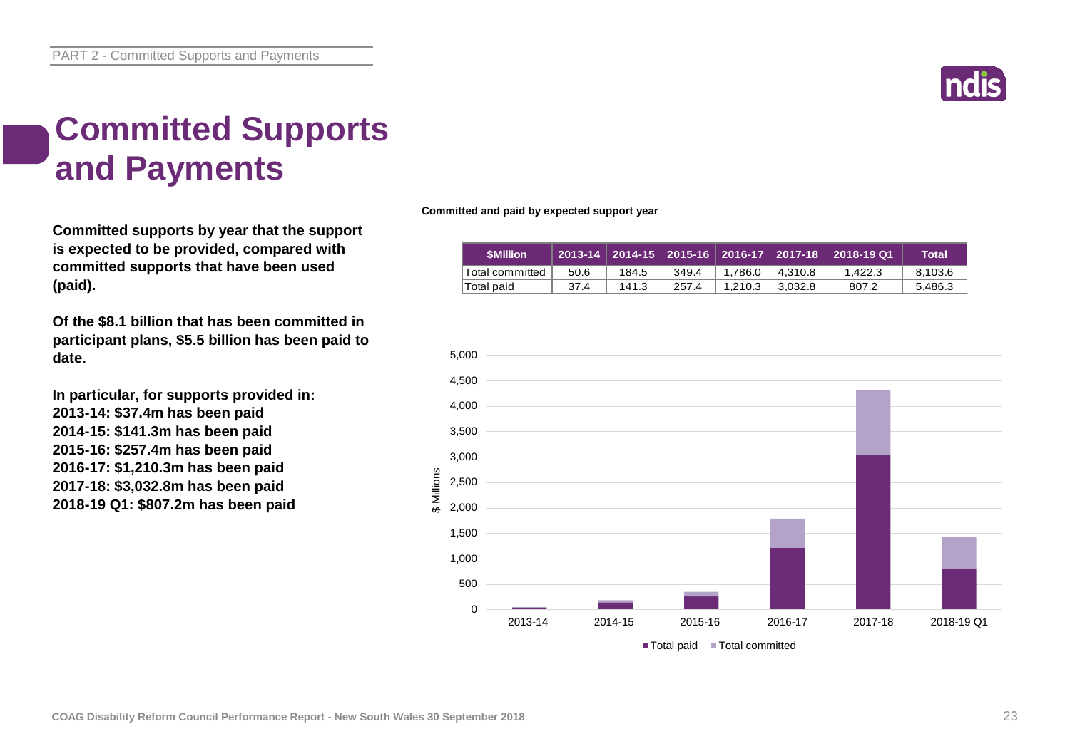# Committed Supports and Payments

**Committed supports by year that the support is expected to be provided, compared with committed supports that have been used (paid).**

**Of the $8.1 billion that has been committed in participant plans, $5.5 billion has been paid to date.**

**In particular, for supports provided in:**
**2013-14: $37.4m has been paid**
**2014-15: $141.3m has been paid**
**2015-16: $257.4m has been paid**
**2016-17: $1,210.3m has been paid**
**2017-18: $3,032.8m has been paid**
**2018-19 Q1: $807.2m has been paid**

**Committed and paid by expected support year**

| $Million | 2013-14 | 2014-15 | 2015-16 | 2016-17 | 2017-18 | 2018-19 Q1 | Total |
|---|---|---|---|---|---|---|---|
| Total commited | 50.6 | 184.5 | 349.4 | 1,786.0 | 4,310.8 | 1,422.3 | 8,103.6 |
| Total paid | 37.4 | 141.3 | 257.4 | 1,210.3 | 3,032.8 | 807.2 | 5,486.3 |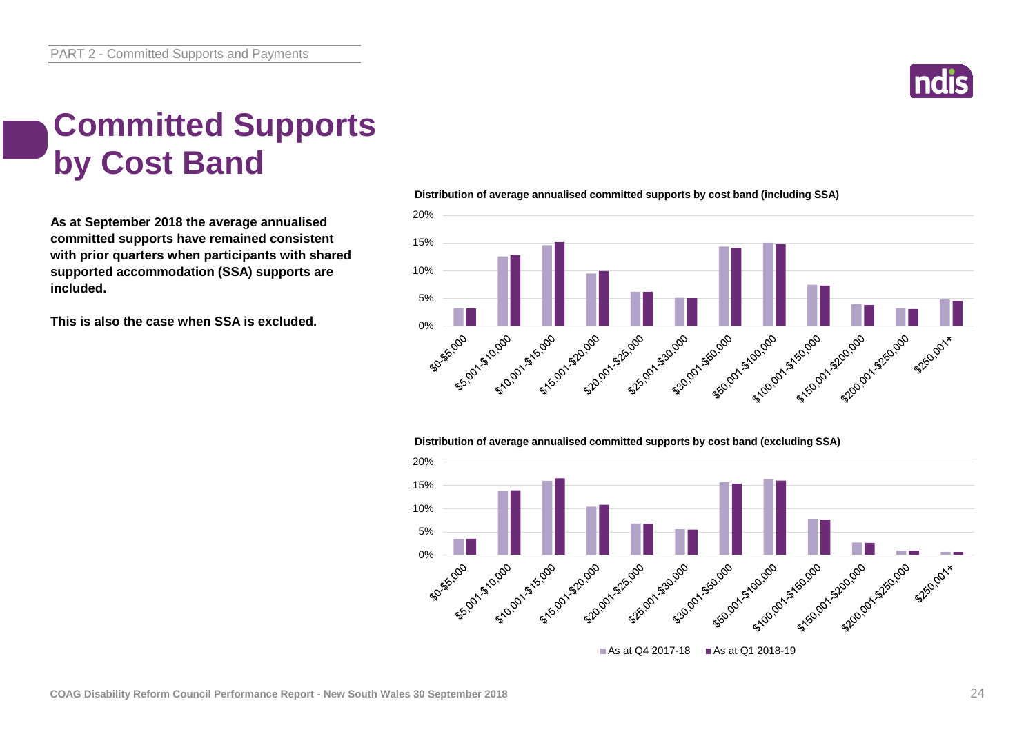# Committed Supports by Cost Band

**As at September 2018 the average annualised committed supports have remained consistent with prior quarters when participants with shared supported accommodation (SSA) supports are included.**

**This is also the case when SSA is excluded.**

**Distribution of average annualised committed supports by cost band (including SSA)**

**Distribution of average annualised committed supports by cost band (excluding SSA)**

As at Q4 2017-18 | As at Q1 2018-19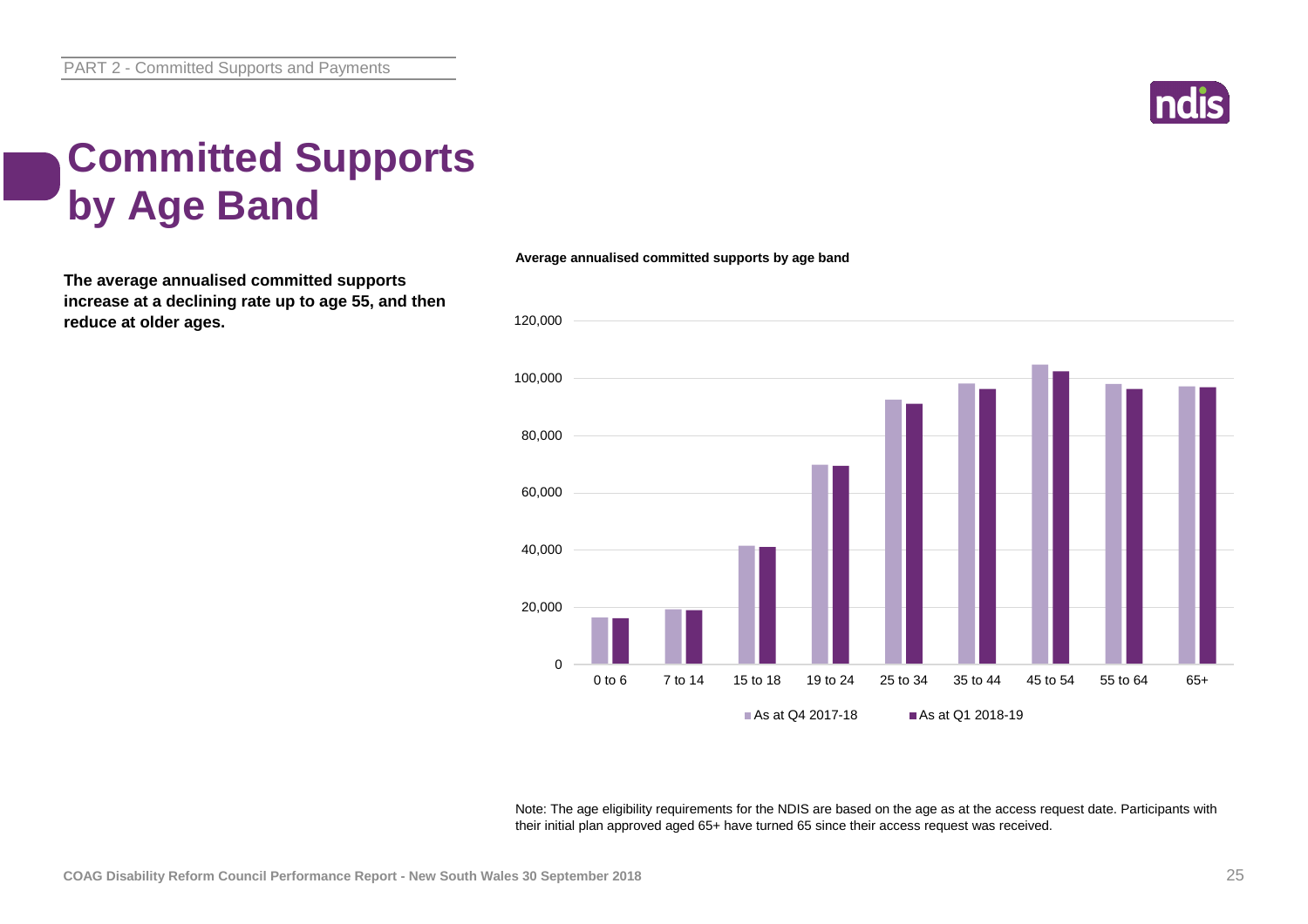# Committed Supports by Age Band

**The average annualised committed supports increase at a declining rate up to age 55, and then reduce at older ages.**

**Average annualised committed supports by age band**

Note: The age eligibility requirements for the NDIS are based on the age as at the access request date. Participants with their initial plan approved aged 65+ have turned 65 since their access request was received.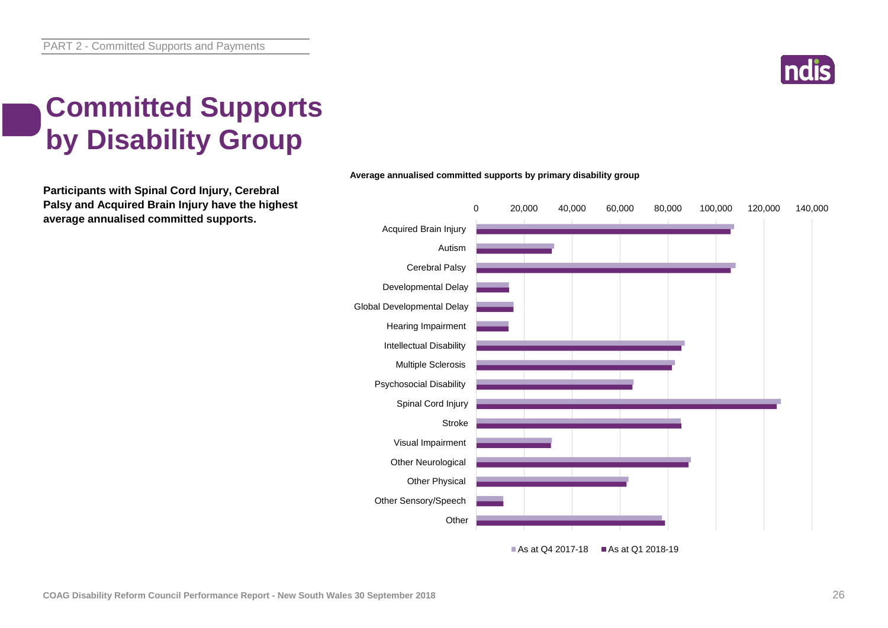# Committed Supports by Disability Group

**Participants with Spinal Cord Injury, Cerebral Palsy and Acquired Brain Injury have the highest average annualised committed supports.**

**Average annualised committed supports by primary disability group**

Acquired Brain Injury
Autism
Cerebral Palsy
Developmental Delay
Global Developmental Delay
Hearing Impairment
Intellectual Disability
Multiple Sclerosis
Psychosocial Disability
Spinal Cord Injury
Stroke
Visual Impairment
Other Neurological
Other Physical
Other Sensory/Speech
Other

0 | 20,000 | 40,000 | 60,000 | 80,000 | 100,000 | 120,000 | 140,000

As at Q4 2017-18 | As at Q1 2018-19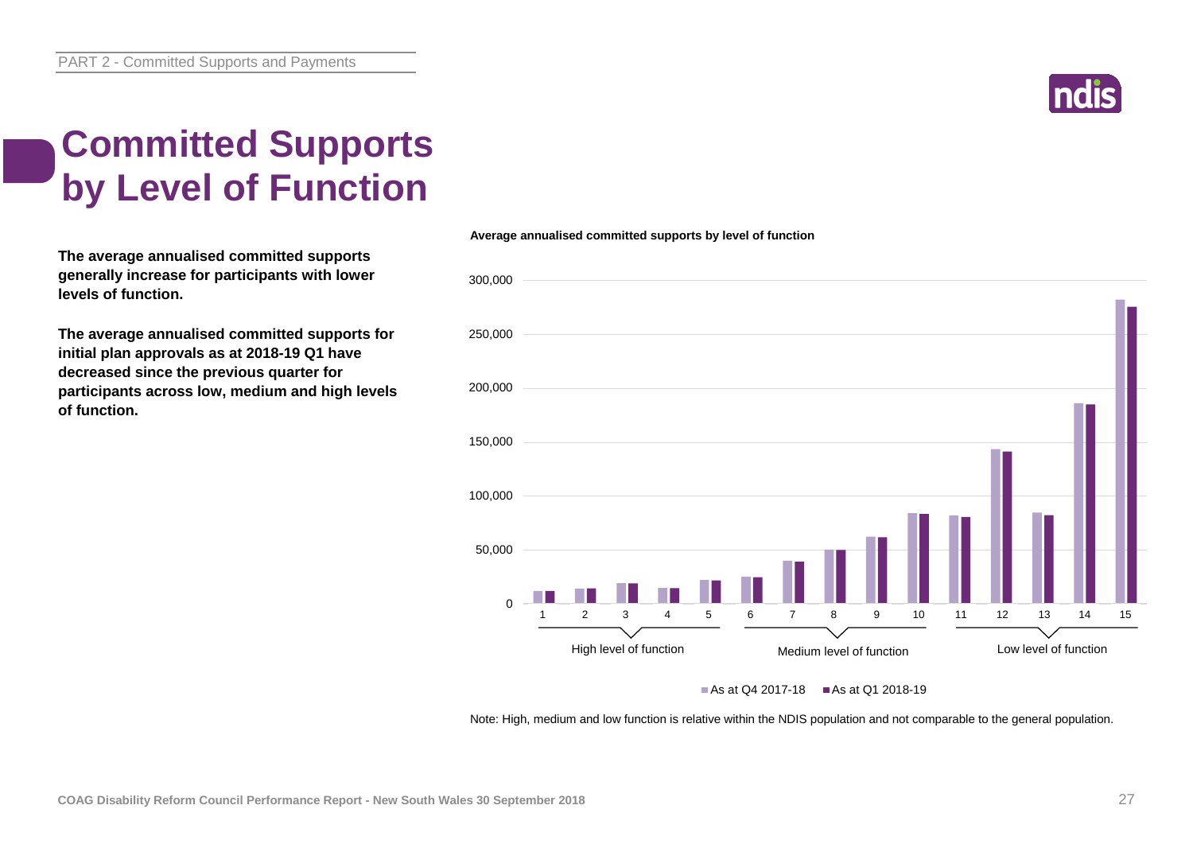# Committed Supports by Level of Function

**The average annualised committed supports generally increase for participants with lower levels of function.**

**The average annualised committed supports for initial plan approvals as at 2018-19 Q1 have decreased since the previous quarter for participants across low, medium and high levels of function.**

**Average annualised committed supports by level of function**

Note: High, medium and low function is relative within the NDIS population and not comparable to the general population.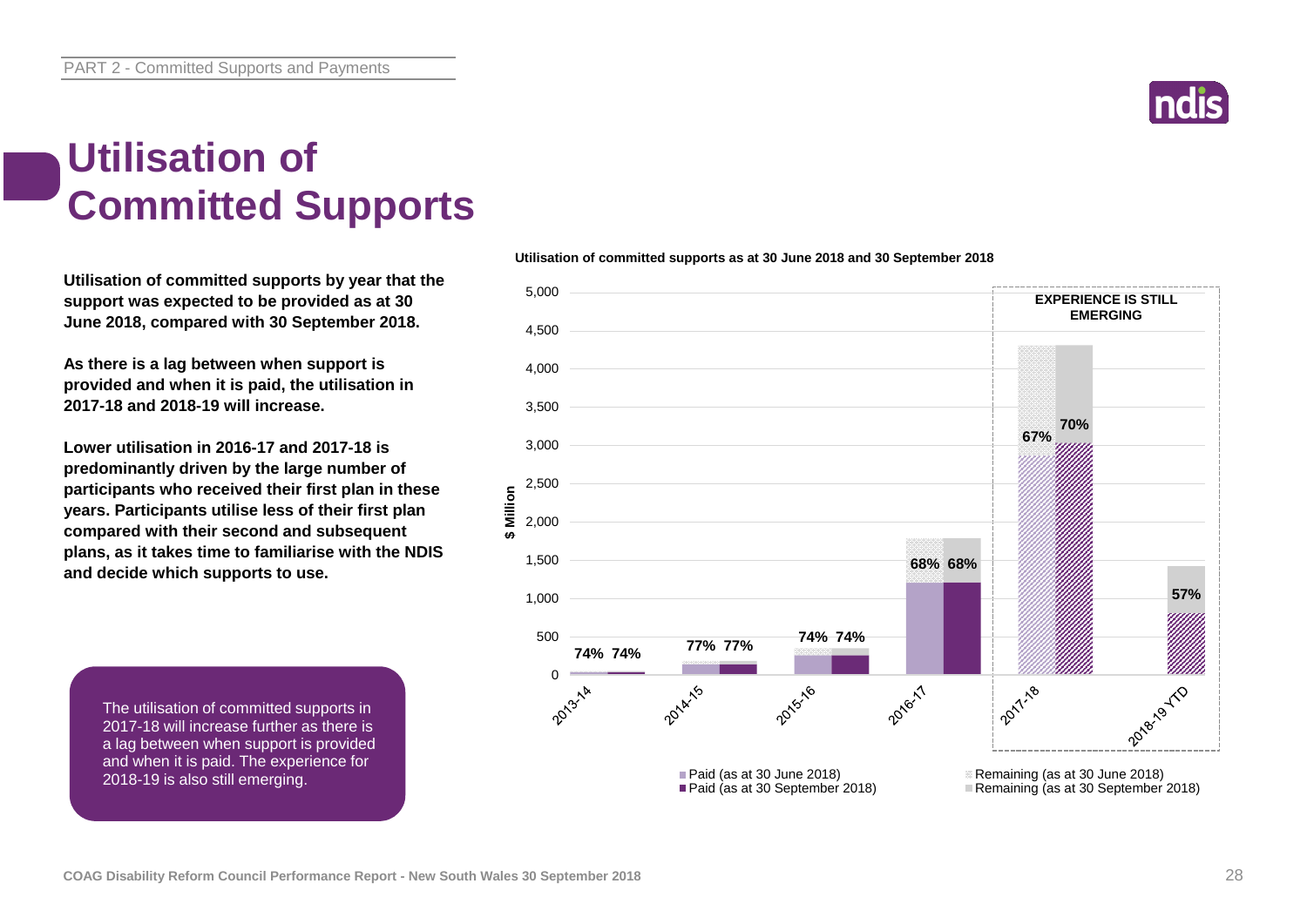# Utilisation of Committed Supports

**Utilisation of committed supports by year that the support was expected to be provided as at 30 June 2018, compared with 30 September 2018.**

**As there is a lag between when support is provided and when it is paid, the utilisation in 2017-18 and 2018-19 will increase.**

**Lower utilisation in 2016-17 and 2017-18 is predominantly driven by the large number of participants who received their first plan in these years. Participants utilise less of their first plan compared with their second and subsequent plans, as it takes time to familiarise with the NDIS and decide which supports to use.**

The utilisation of committed supports in 2017-18 will increase further as there is a lag between when support is provided and when it is paid. The experience for 2018-19 is also still emerging.

**Utilisation of committed supports as at 30 June 2018 and 30 September 2018**

| Year | Utilisation (as at 30 June 2018) | Utilisation (as at 30 September 2018) |
|---|---|---|
| 2013-14 | 74% | 74% |
| 2014-15 | 77% | 77% |
| 2015-16 | 74% | 74% |
| 2016-17 | 68% | 68% |
| 2017-18 | 67% | 70% |
| 2018-19 YTD | | 57% |

EXPERIENCE IS STILL EMERGING (2017-18 and 2018-19 YTD)

Legend: Paid (as at 30 June 2018); Paid (as at 30 September 2018); Remaining (as at 30 June 2018); Remaining (as at 30 September 2018)

Y-axis: $ Million (0 to 5,000)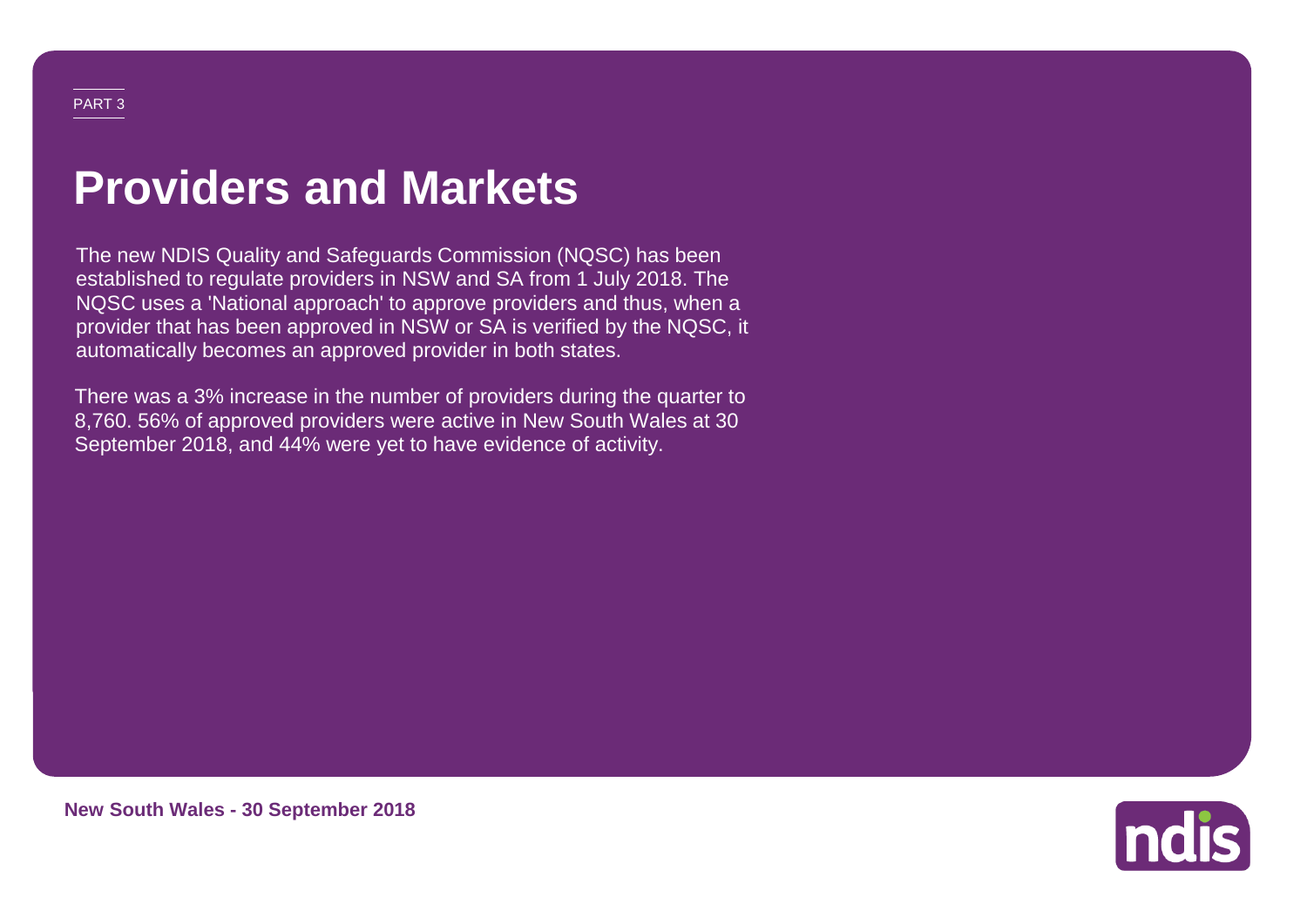PART 3

# Providers and Markets

The new NDIS Quality and Safeguards Commission (NQSC) has been established to regulate providers in NSW and SA from 1 July 2018. The NQSC uses a 'National approach' to approve providers and thus, when a provider that has been approved in NSW or SA is verified by the NQSC, it automatically becomes an approved provider in both states.

There was a 3% increase in the number of providers during the quarter to 8,760. 56% of approved providers were active in New South Wales at 30 September 2018, and 44% were yet to have evidence of activity.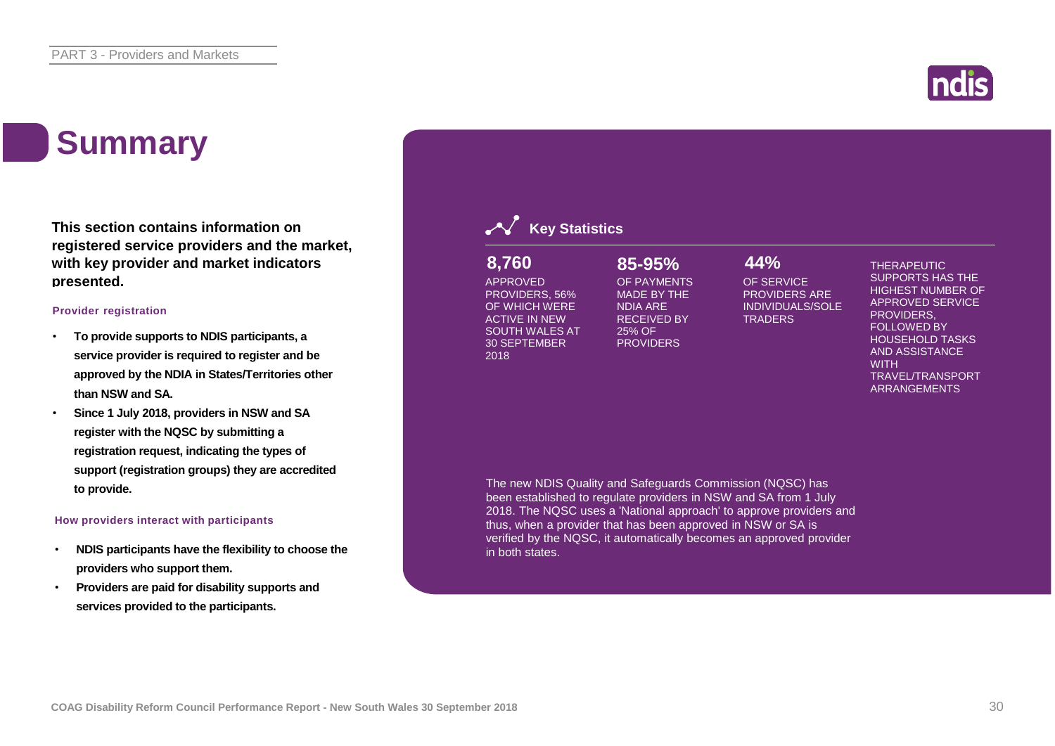# Summary

**This section contains information on registered service providers and the market, with key provider and market indicators presented.**

**Provider registration**

- **To provide supports to NDIS participants, a service provider is required to register and be approved by the NDIA in States/Territories other than NSW and SA.**
- **Since 1 July 2018, providers in NSW and SA register with the NQSC by submitting a registration request, indicating the types of support (registration groups) they are accredited to provide.**

**How providers interact with participants**

- **NDIS participants have the flexibility to choose the providers who support them.**
- **Providers are paid for disability supports and services provided to the participants.**

## Key Statistics

**8,760**

APPROVED PROVIDERS, 56% OF WHICH WERE ACTIVE IN NEW SOUTH WALES AT 30 SEPTEMBER 2018

**85-95%**

OF PAYMENTS MADE BY THE NDIA ARE RECEIVED BY 25% OF PROVIDERS

**44%**

OF SERVICE PROVIDERS ARE INDIVIDUALS/SOLE TRADERS

THERAPEUTIC SUPPORTS HAS THE HIGHEST NUMBER OF APPROVED SERVICE PROVIDERS, FOLLOWED BY HOUSEHOLD TASKS AND ASSISTANCE WITH TRAVEL/TRANSPORT ARRANGEMENTS

The new NDIS Quality and Safeguards Commission (NQSC) has been established to regulate providers in NSW and SA from 1 July 2018. The NQSC uses a 'National approach' to approve providers and thus, when a provider that has been approved in NSW or SA is verified by the NQSC, it automatically becomes an approved provider in both states.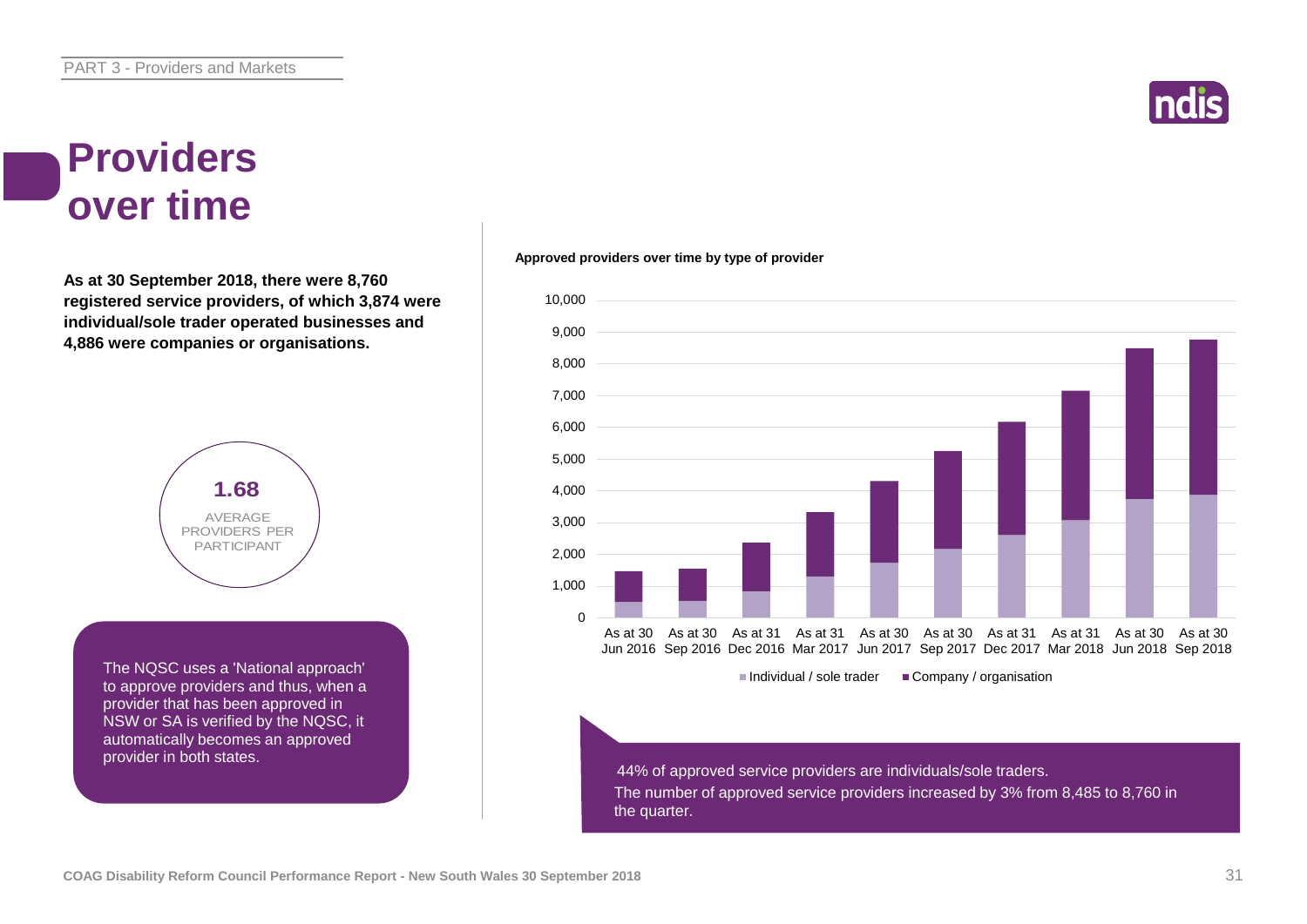# Providers over time

**As at 30 September 2018, there were 8,760 registered service providers, of which 3,874 were individual/sole trader operated businesses and 4,886 were companies or organisations.**

**1.68**

AVERAGE PROVIDERS PER PARTICIPANT

The NQSC uses a 'National approach' to approve providers and thus, when a provider that has been approved in NSW or SA is verified by the NQSC, it automatically becomes an approved provider in both states.

**Approved providers over time by type of provider**

44% of approved service providers are individuals/sole traders.

The number of approved service providers increased by 3% from 8,485 to 8,760 in the quarter.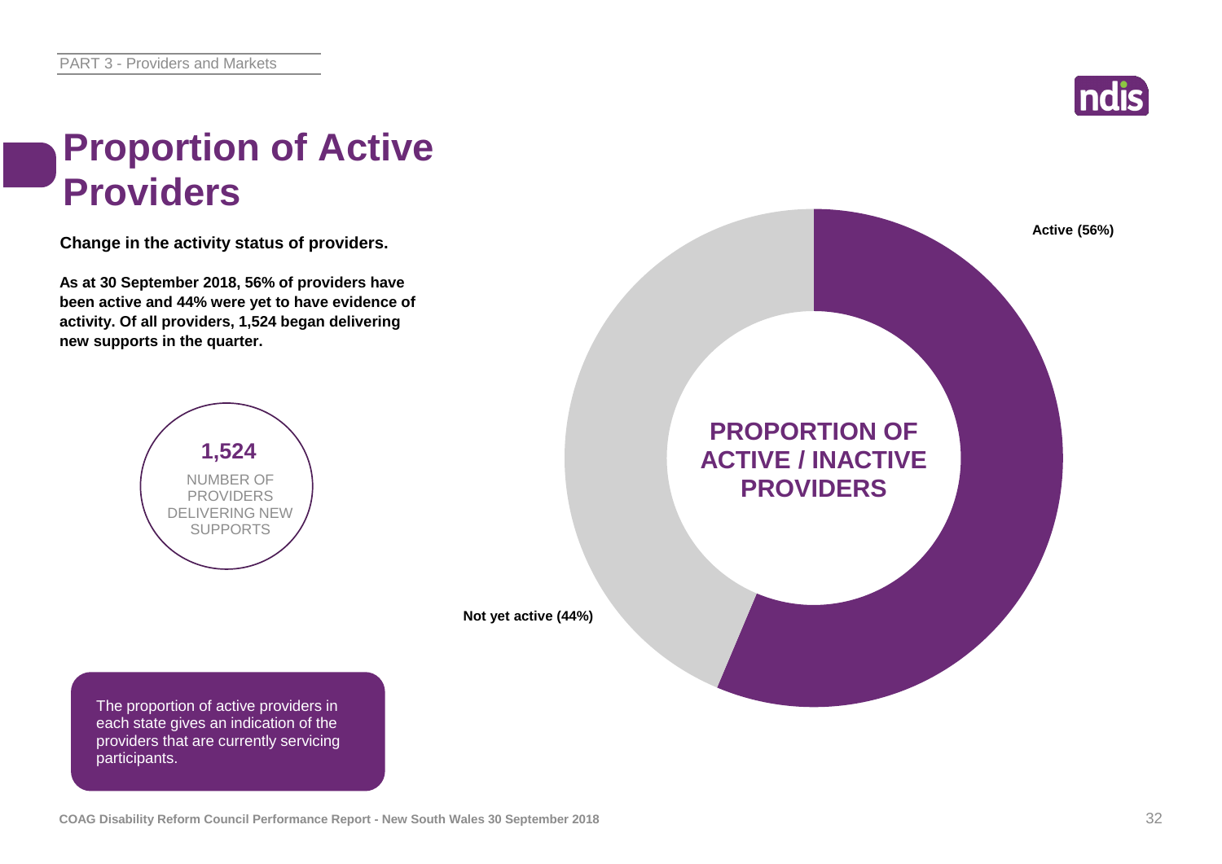# Proportion of Active Providers

**Change in the activity status of providers.**

**As at 30 September 2018, 56% of providers have been active and 44% were yet to have evidence of activity. Of all providers, 1,524 began delivering new supports in the quarter.**

**1,524**
NUMBER OF PROVIDERS DELIVERING NEW SUPPORTS

**PROPORTION OF ACTIVE / INACTIVE PROVIDERS**

**Active (56%)**

**Not yet active (44%)**

The proportion of active providers in each state gives an indication of the providers that are currently servicing participants.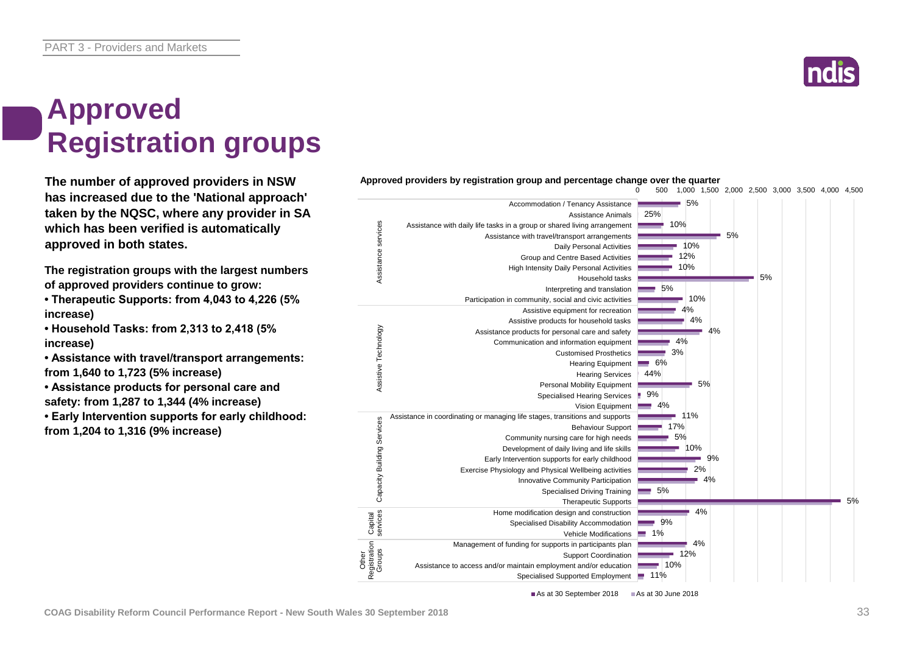# Approved Registration groups

**The number of approved providers in NSW has increased due to the 'National approach' taken by the NQSC, where any provider in SA which has been verified is automatically approved in both states.**

**The registration groups with the largest numbers of approved providers continue to grow:**

- **Therapeutic Supports: from 4,043 to 4,226 (5% increase)**
- **Household Tasks: from 2,313 to 2,418 (5% increase)**
- **Assistance with travel/transport arrangements: from 1,640 to 1,723 (5% increase)**
- **Assistance products for personal care and safety: from 1,287 to 1,344 (4% increase)**
- **Early Intervention supports for early childhood: from 1,204 to 1,316 (9% increase)**

**Approved providers by registration group and percentage change over the quarter**

| Category | Registration group | % change |
|---|---|---|
| Assistance services | Accommodation / Tenancy Assistance | 5% |
| | Assistance Animals | 25% |
| | Assistance with daily life tasks in a group or shared living arrangement | 10% |
| | Assistance with travel/transport arrangements | 5% |
| | Daily Personal Activities | 10% |
| | Group and Centre Based Activities | 12% |
| | High Intensity Daily Personal Activities | 10% |
| | Household tasks | 5% |
| | Interpreting and translation | 5% |
| | Participation in community, social and civic activities | 10% |
| Assistive Technology | Assistive equipment for recreation | 4% |
| | Assistive products for household tasks | 4% |
| | Assistance products for personal care and safety | 4% |
| | Communication and information equipment | 4% |
| | Customised Prosthetics | 3% |
| | Hearing Equipment | 6% |
| | Hearing Services | 44% |
| | Personal Mobility Equipment | 5% |
| | Specialised Hearing Services | 9% |
| | Vision Equipment | 4% |
| Capacity Building Services | Assistance in coordinating or managing life stages, transitions and supports | 11% |
| | Behaviour Support | 17% |
| | Community nursing care for high needs | 5% |
| | Development of daily living and life skills | 10% |
| | Early Intervention supports for early childhood | 9% |
| | Exercise Physiology and Physical Wellbeing activities | 2% |
| | Innovative Community Participation | 4% |
| | Specialised Driving Training | 5% |
| | Therapeutic Supports | 5% |
| Capital services | Home modification design and construction | 4% |
| | Specialised Disability Accommodation | 9% |
| | Vehicle Modifications | 1% |
| Other Registration Groups | Management of funding for supports in participants plan | 4% |
| | Support Coordination | 12% |
| | Assistance to access and/or maintain employment and/or education | 10% |
| | Specialised Supported Employment | 11% |

■ As at 30 September 2018 ■ As at 30 June 2018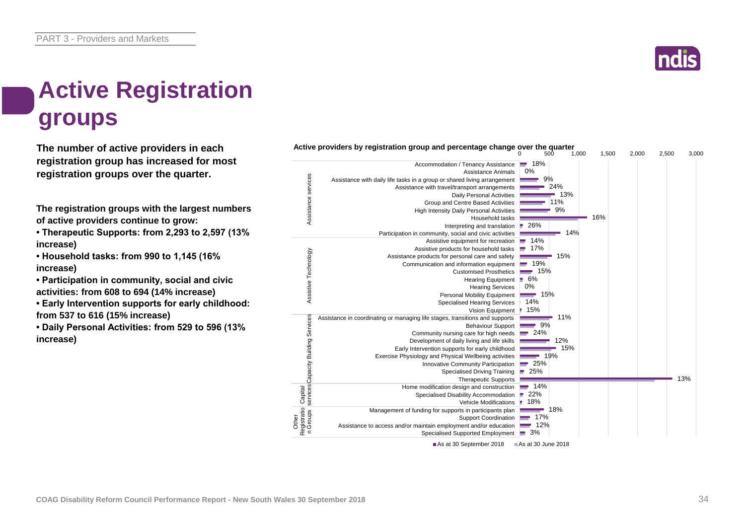# Active Registration groups

**The number of active providers in each registration group has increased for most registration groups over the quarter.**

**The registration groups with the largest numbers of active providers continue to grow:**

- **Therapeutic Supports: from 2,293 to 2,597 (13% increase)**
- **Household tasks: from 990 to 1,145 (16% increase)**
- **Participation in community, social and civic activities: from 608 to 694 (14% increase)**
- **Early Intervention supports for early childhood: from 537 to 616 (15% increase)**
- **Daily Personal Activities: from 529 to 596 (13% increase)**

**Active providers by registration group and percentage change over the quarter**

| Category | Registration group | % change |
|---|---|---|
| Assistance services | Accommodation / Tenancy Assistance | 18% |
| | Assistance Animals | 0% |
| | Assistance with daily life tasks in a group or shared living arrangement | 9% |
| | Assistance with travel/transport arrangements | 24% |
| | Daily Personal Activities | 13% |
| | Group and Centre Based Activities | 11% |
| | High Intensity Daily Personal Activities | 9% |
| | Household tasks | 16% |
| | Interpreting and translation | 26% |
| | Participation in community, social and civic activities | 14% |
| Assistive Technology | Assistive equipment for recreation | 14% |
| | Assistive products for household tasks | 17% |
| | Assistance products for personal care and safety | 15% |
| | Communication and information equipment | 19% |
| | Customised Prosthetics | 15% |
| | Hearing Equipment | 6% |
| | Hearing Services | 0% |
| | Personal Mobility Equipment | 15% |
| | Specialised Hearing Services | 14% |
| | Vision Equipment | 15% |
| Capacity Building Services | Assistance in coordinating or managing life stages, transitions and supports | 11% |
| | Behaviour Support | 9% |
| | Community nursing care for high needs | 24% |
| | Development of daily living and life skills | 12% |
| | Early Intervention supports for early childhood | 15% |
| | Exercise Physiology and Physical Wellbeing activities | 19% |
| | Innovative Community Participation | 25% |
| | Specialised Driving Training | 25% |
| | Therapeutic Supports | 13% |
| Capital services | Home modification design and construction | 14% |
| | Specialised Disability Accommodation | 22% |
| | Vehicle Modifications | 18% |
| Other Registration Groups | Management of funding for supports in participants plan | 18% |
| | Support Coordination | 17% |
| | Assistance to access and/or maintain employment and/or education | 12% |
| | Specialised Supported Employment | 3% |

■ As at 30 September 2018 ■ As at 30 June 2018

COAG Disability Reform Council Performance Report - New South Wales 30 September 2018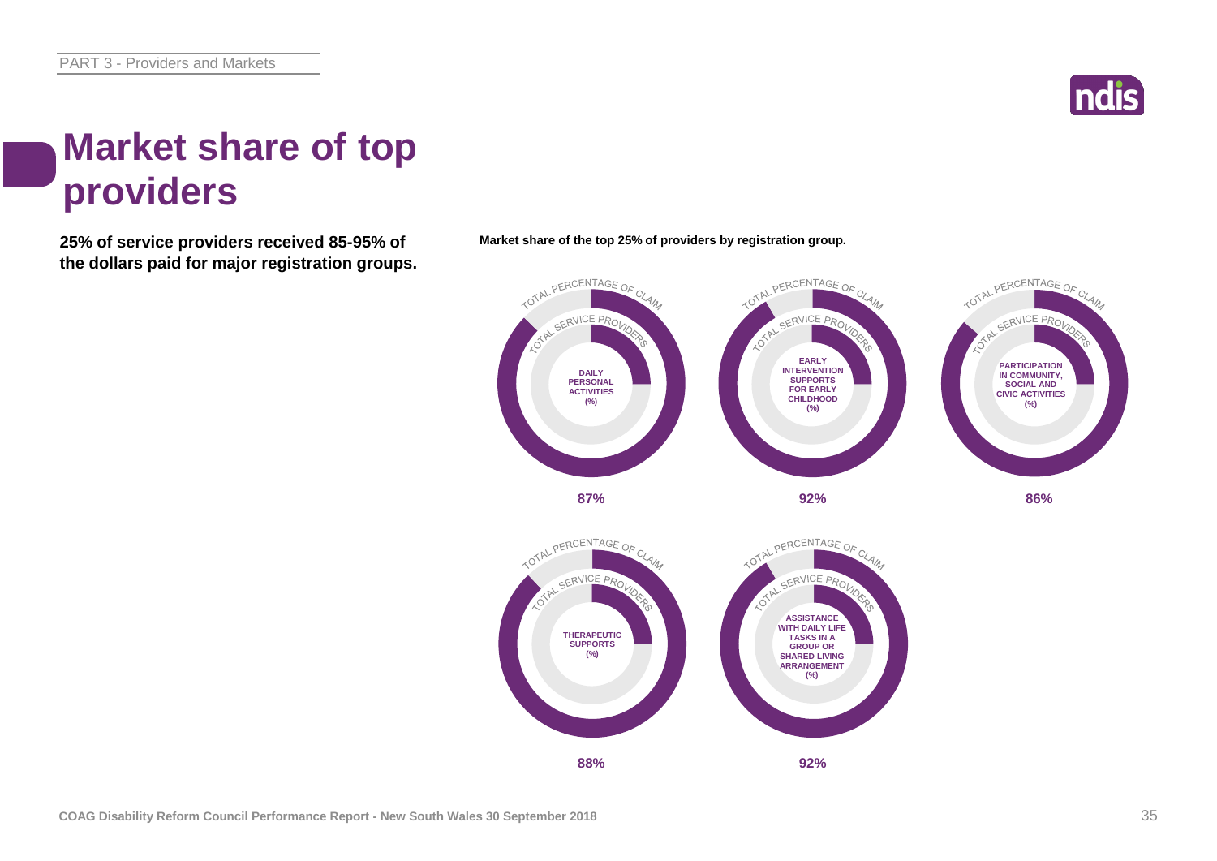# Market share of top providers

**25% of service providers received 85-95% of the dollars paid for major registration groups.**

**Market share of the top 25% of providers by registration group.**

| Registration group | Total percentage of claim |
| --- | --- |
| Daily Personal Activities (%) | 87% |
| Early Intervention Supports for Early Childhood (%) | 92% |
| Participation in Community, Social and Civic Activities (%) | 86% |
| Therapeutic Supports (%) | 88% |
| Assistance with Daily Life Tasks in a Group or Shared Living Arrangement (%) | 92% |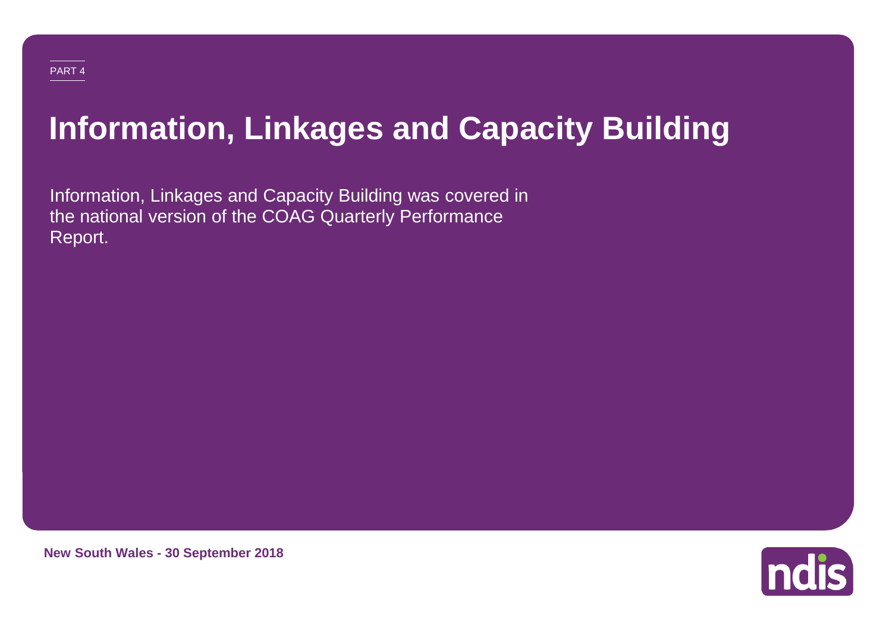PART 4

# Information, Linkages and Capacity Building

Information, Linkages and Capacity Building was covered in the national version of the COAG Quarterly Performance Report.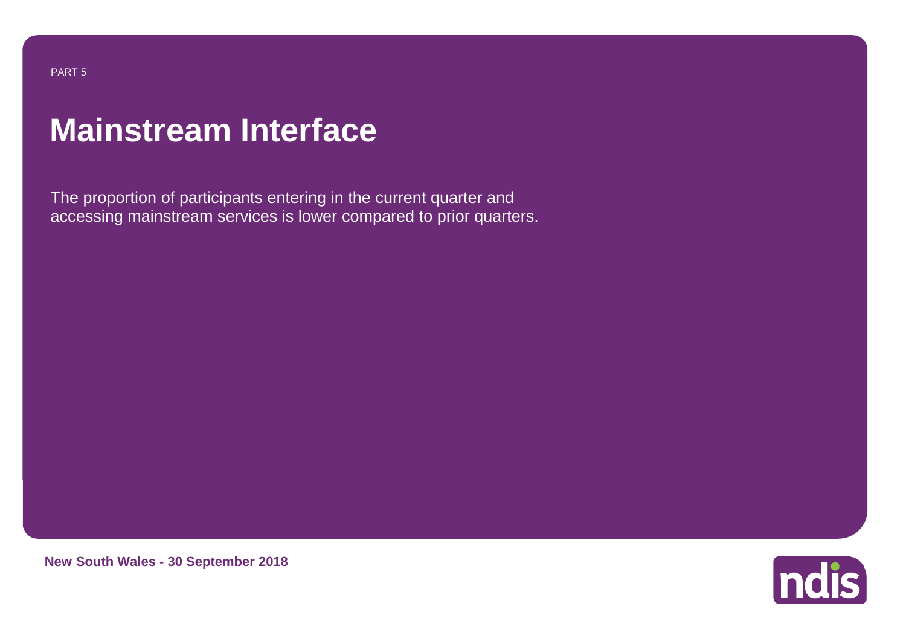PART 5

# Mainstream Interface

The proportion of participants entering in the current quarter and accessing mainstream services is lower compared to prior quarters.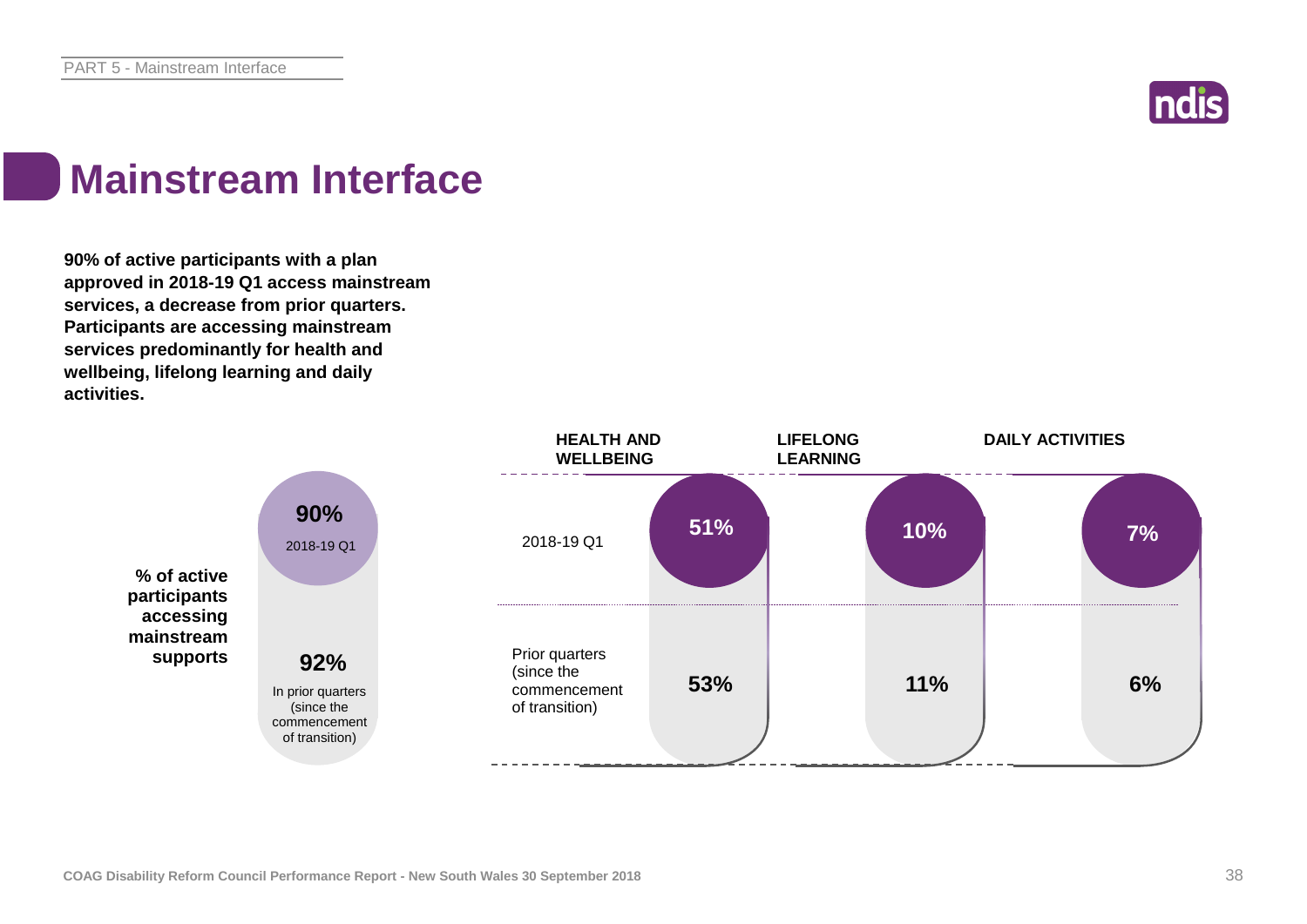# Mainstream Interface

**90% of active participants with a plan approved in 2018-19 Q1 access mainstream services, a decrease from prior quarters. Participants are accessing mainstream services predominantly for health and wellbeing, lifelong learning and daily activities.**

| **% of active participants accessing mainstream supports** | |
|---|---|
| 2018-19 Q1 | **90%** |
| In prior quarters (since the commencement of transition) | **92%** |

| | HEALTH AND WELLBEING | LIFELONG LEARNING | DAILY ACTIVITIES |
|---|---|---|---|
| 2018-19 Q1 | 51% | 10% | 7% |
| Prior quarters (since the commencement of transition) | 53% | 11% | 6% |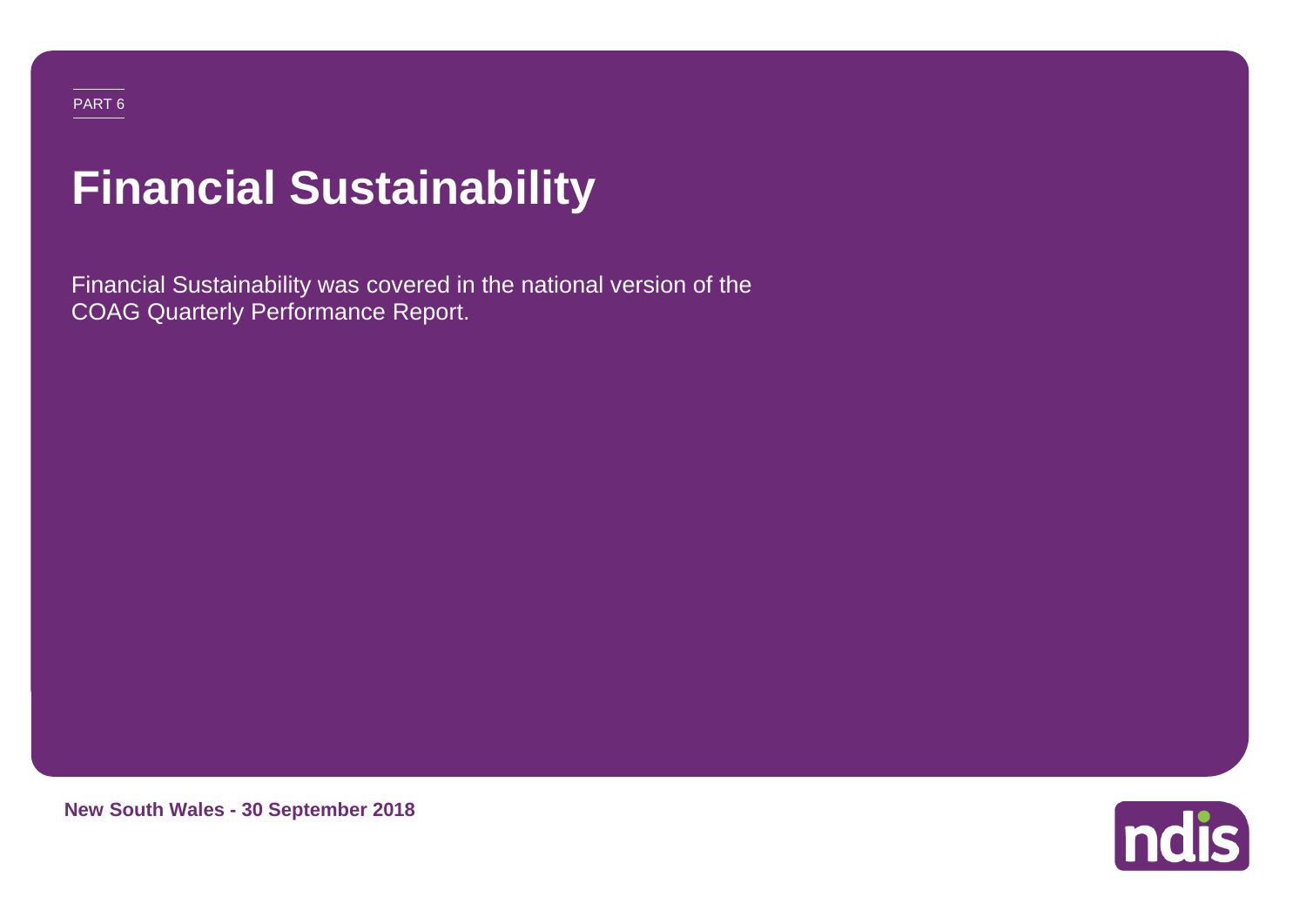PART 6

# Financial Sustainability

Financial Sustainability was covered in the national version of the COAG Quarterly Performance Report.

**New South Wales - 30 September 2018**